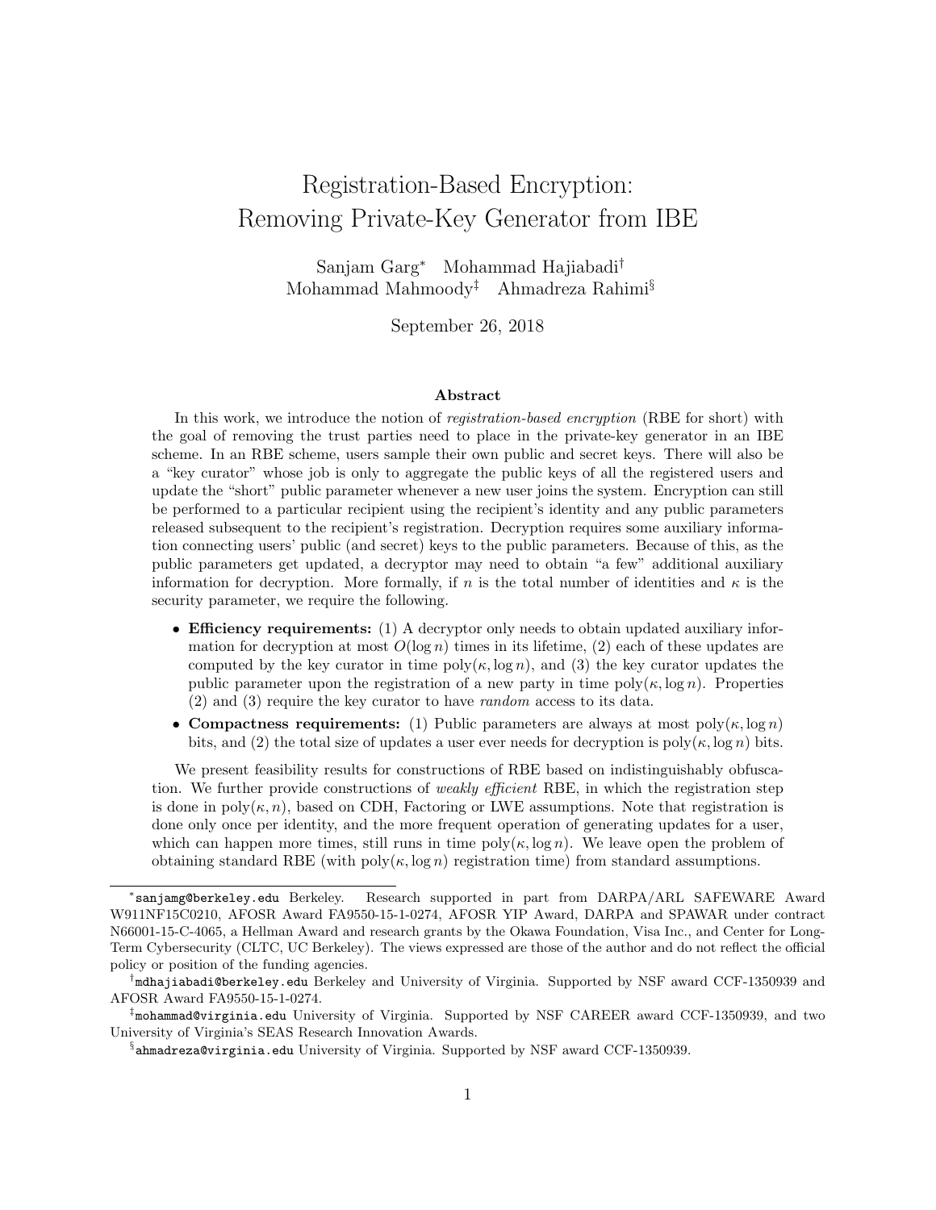# Registration-Based Encryption: Removing Private-Key Generator from IBE

Sanjam Garg[*] Mohammad Hajiabadi[†]
Mohammad Mahmoody[‡] Ahmadreza Rahimi[§]

September 26, 2018

## Abstract

In this work, we introduce the notion of *registration-based encryption* (RBE for short) with the goal of removing the trust parties need to place in the private-key generator in an IBE scheme. In an RBE scheme, users sample their own public and secret keys. There will also be a "key curator" whose job is only to aggregate the public keys of all the registered users and update the "short" public parameter whenever a new user joins the system. Encryption can still be performed to a particular recipient using the recipient's identity and any public parameters released subsequent to the recipient's registration. Decryption requires some auxiliary information connecting users' public (and secret) keys to the public parameters. Because of this, as the public parameters get updated, a decryptor may need to obtain "a few" additional auxiliary information for decryption. More formally, if $n$ is the total number of identities and $\kappa$ is the security parameter, we require the following.

- **Efficiency requirements:** (1) A decryptor only needs to obtain updated auxiliary information for decryption at most $O(\log n)$ times in its lifetime, (2) each of these updates are computed by the key curator in time $\mathrm{poly}(\kappa, \log n)$, and (3) the key curator updates the public parameter upon the registration of a new party in time $\mathrm{poly}(\kappa, \log n)$. Properties (2) and (3) require the key curator to have *random* access to its data.
- **Compactness requirements:** (1) Public parameters are always at most $\mathrm{poly}(\kappa, \log n)$ bits, and (2) the total size of updates a user ever needs for decryption is $\mathrm{poly}(\kappa, \log n)$ bits.

We present feasibility results for constructions of RBE based on indistinguishably obfuscation. We further provide constructions of *weakly efficient* RBE, in which the registration step is done in $\mathrm{poly}(\kappa, n)$, based on CDH, Factoring or LWE assumptions. Note that registration is done only once per identity, and the more frequent operation of generating updates for a user, which can happen more times, still runs in time $\mathrm{poly}(\kappa, \log n)$. We leave open the problem of obtaining standard RBE (with $\mathrm{poly}(\kappa, \log n)$ registration time) from standard assumptions.

---

[*] sanjamg@berkeley.edu Berkeley. Research supported in part from DARPA/ARL SAFEWARE Award W911NF15C0210, AFOSR Award FA9550-15-1-0274, AFOSR YIP Award, DARPA and SPAWAR under contract N66001-15-C-4065, a Hellman Award and research grants by the Okawa Foundation, Visa Inc., and Center for Long-Term Cybersecurity (CLTC, UC Berkeley). The views expressed are those of the author and do not reflect the official policy or position of the funding agencies.

[†] mdhajiabadi@berkeley.edu Berkeley and University of Virginia. Supported by NSF award CCF-1350939 and AFOSR Award FA9550-15-1-0274.

[‡] mohammad@virginia.edu University of Virginia. Supported by NSF CAREER award CCF-1350939, and two University of Virginia's SEAS Research Innovation Awards.

[§] ahmadreza@virginia.edu University of Virginia. Supported by NSF award CCF-1350939.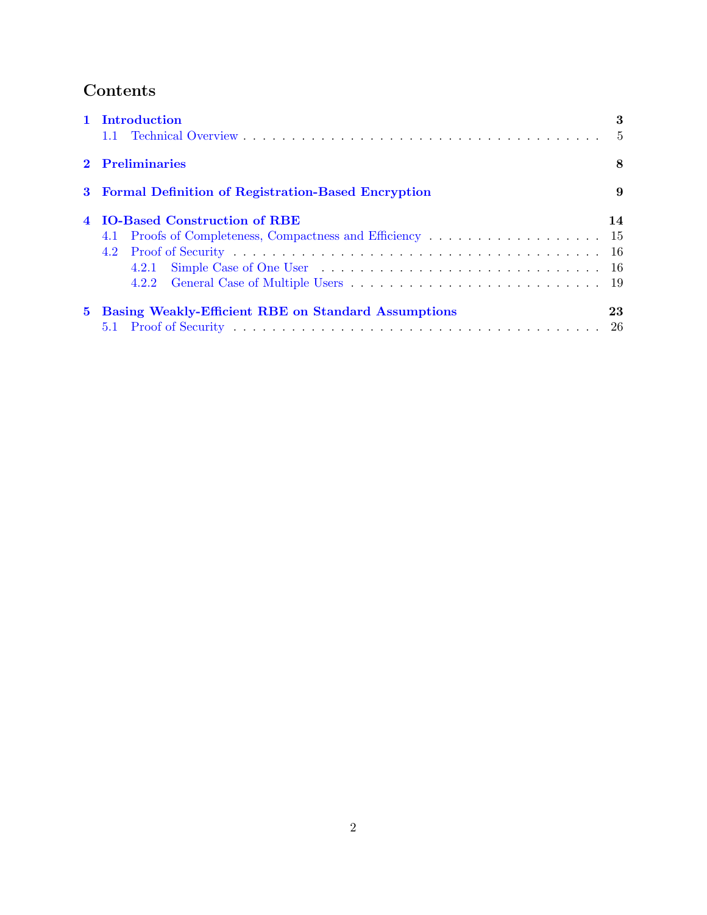# Contents

1 Introduction 3
  1.1 Technical Overview 5

2 Preliminaries 8

3 Formal Definition of Registration-Based Encryption 9

4 IO-Based Construction of RBE 14
  4.1 Proofs of Completeness, Compactness and Efficiency 15
  4.2 Proof of Security 16
    4.2.1 Simple Case of One User 16
    4.2.2 General Case of Multiple Users 19

5 Basing Weakly-Efficient RBE on Standard Assumptions 23
  5.1 Proof of Security 26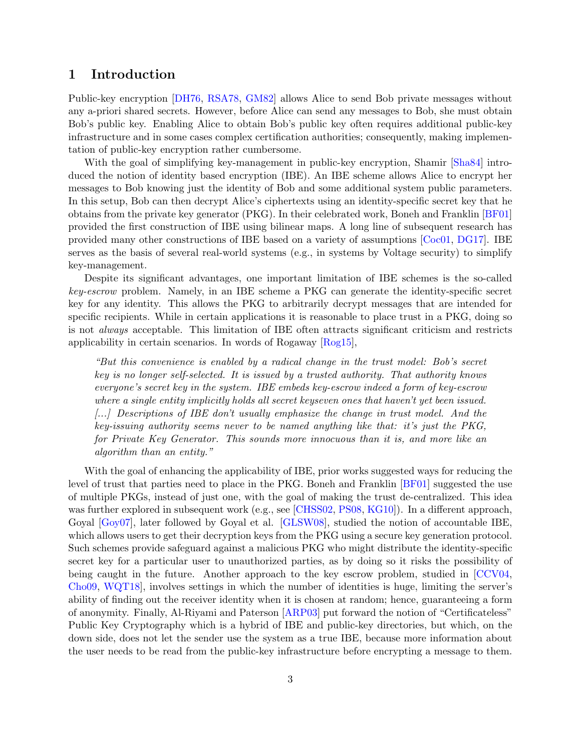## 1 Introduction

Public-key encryption [DH76, RSA78, GM82] allows Alice to send Bob private messages without any a-priori shared secrets. However, before Alice can send any messages to Bob, she must obtain Bob's public key. Enabling Alice to obtain Bob's public key often requires additional public-key infrastructure and in some cases complex certification authorities; consequently, making implementation of public-key encryption rather cumbersome.

With the goal of simplifying key-management in public-key encryption, Shamir [Sha84] introduced the notion of identity based encryption (IBE). An IBE scheme allows Alice to encrypt her messages to Bob knowing just the identity of Bob and some additional system public parameters. In this setup, Bob can then decrypt Alice's ciphertexts using an identity-specific secret key that he obtains from the private key generator (PKG). In their celebrated work, Boneh and Franklin [BF01] provided the first construction of IBE using bilinear maps. A long line of subsequent research has provided many other constructions of IBE based on a variety of assumptions [Coc01, DG17]. IBE serves as the basis of several real-world systems (e.g., in systems by Voltage security) to simplify key-management.

Despite its significant advantages, one important limitation of IBE schemes is the so-called *key-escrow* problem. Namely, in an IBE scheme a PKG can generate the identity-specific secret key for any identity. This allows the PKG to arbitrarily decrypt messages that are intended for specific recipients. While in certain applications it is reasonable to place trust in a PKG, doing so is not *always* acceptable. This limitation of IBE often attracts significant criticism and restricts applicability in certain scenarios. In words of Rogaway [Rog15],

> *"But this convenience is enabled by a radical change in the trust model: Bob's secret key is no longer self-selected. It is issued by a trusted authority. That authority knows everyone's secret key in the system. IBE embeds key-escrow indeed a form of key-escrow where a single entity implicitly holds all secret keyseven ones that haven't yet been issued. [...] Descriptions of IBE don't usually emphasize the change in trust model. And the key-issuing authority seems never to be named anything like that: it's just the PKG, for Private Key Generator. This sounds more innocuous than it is, and more like an algorithm than an entity."*

With the goal of enhancing the applicability of IBE, prior works suggested ways for reducing the level of trust that parties need to place in the PKG. Boneh and Franklin [BF01] suggested the use of multiple PKGs, instead of just one, with the goal of making the trust de-centralized. This idea was further explored in subsequent work (e.g., see [CHSS02, PS08, KG10]). In a different approach, Goyal [Goy07], later followed by Goyal et al. [GLSW08], studied the notion of accountable IBE, which allows users to get their decryption keys from the PKG using a secure key generation protocol. Such schemes provide safeguard against a malicious PKG who might distribute the identity-specific secret key for a particular user to unauthorized parties, as by doing so it risks the possibility of being caught in the future. Another approach to the key escrow problem, studied in [CCV04, Cho09, WQT18], involves settings in which the number of identities is huge, limiting the server's ability of finding out the receiver identity when it is chosen at random; hence, guaranteeing a form of anonymity. Finally, Al-Riyami and Paterson [ARP03] put forward the notion of "Certificateless" Public Key Cryptography which is a hybrid of IBE and public-key directories, but which, on the down side, does not let the sender use the system as a true IBE, because more information about the user needs to be read from the public-key infrastructure before encrypting a message to them.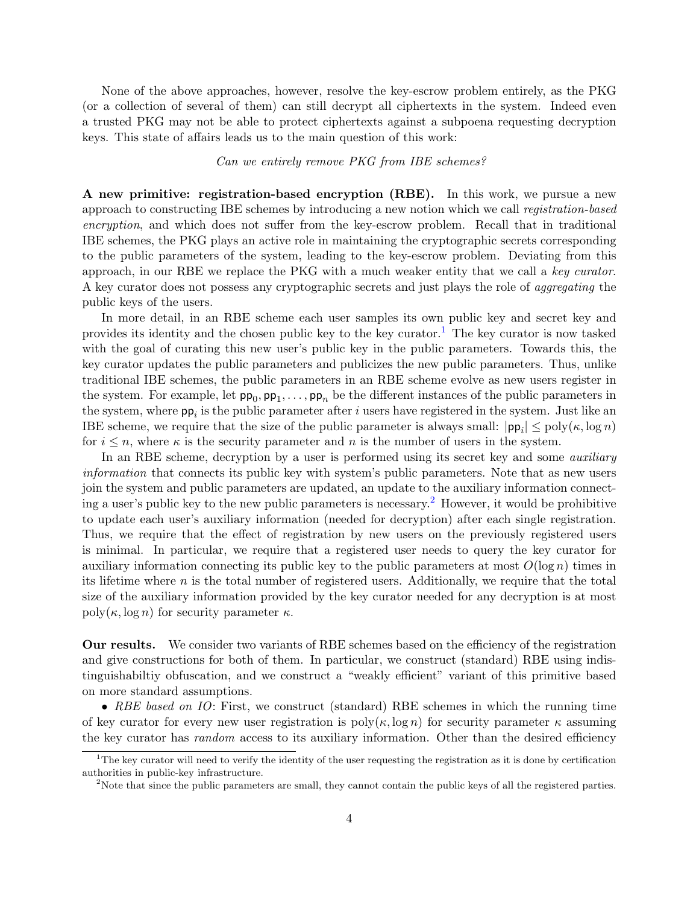None of the above approaches, however, resolve the key-escrow problem entirely, as the PKG (or a collection of several of them) can still decrypt all ciphertexts in the system. Indeed even a trusted PKG may not be able to protect ciphertexts against a subpoena requesting decryption keys. This state of affairs leads us to the main question of this work:

*Can we entirely remove PKG from IBE schemes?*

**A new primitive: registration-based encryption (RBE).** In this work, we pursue a new approach to constructing IBE schemes by introducing a new notion which we call *registration-based encryption*, and which does not suffer from the key-escrow problem. Recall that in traditional IBE schemes, the PKG plays an active role in maintaining the cryptographic secrets corresponding to the public parameters of the system, leading to the key-escrow problem. Deviating from this approach, in our RBE we replace the PKG with a much weaker entity that we call a *key curator*. A key curator does not possess any cryptographic secrets and just plays the role of *aggregating* the public keys of the users.

In more detail, in an RBE scheme each user samples its own public key and secret key and provides its identity and the chosen public key to the key curator.[1] The key curator is now tasked with the goal of curating this new user's public key in the public parameters. Towards this, the key curator updates the public parameters and publicizes the new public parameters. Thus, unlike traditional IBE schemes, the public parameters in an RBE scheme evolve as new users register in the system. For example, let $\mathsf{pp}_0, \mathsf{pp}_1, \ldots, \mathsf{pp}_n$ be the different instances of the public parameters in the system, where $\mathsf{pp}_i$ is the public parameter after $i$ users have registered in the system. Just like an IBE scheme, we require that the size of the public parameter is always small: $|\mathsf{pp}_i| \leq \mathrm{poly}(\kappa, \log n)$ for $i \leq n$, where $\kappa$ is the security parameter and $n$ is the number of users in the system.

In an RBE scheme, decryption by a user is performed using its secret key and some *auxiliary information* that connects its public key with system's public parameters. Note that as new users join the system and public parameters are updated, an update to the auxiliary information connecting a user's public key to the new public parameters is necessary.[2] However, it would be prohibitive to update each user's auxiliary information (needed for decryption) after each single registration. Thus, we require that the effect of registration by new users on the previously registered users is minimal. In particular, we require that a registered user needs to query the key curator for auxiliary information connecting its public key to the public parameters at most $O(\log n)$ times in its lifetime where $n$ is the total number of registered users. Additionally, we require that the total size of the auxiliary information provided by the key curator needed for any decryption is at most $\mathrm{poly}(\kappa, \log n)$ for security parameter $\kappa$.

**Our results.** We consider two variants of RBE schemes based on the efficiency of the registration and give constructions for both of them. In particular, we construct (standard) RBE using indistinguishabiltiy obfuscation, and we construct a "weakly efficient" variant of this primitive based on more standard assumptions.

- *RBE based on IO*: First, we construct (standard) RBE schemes in which the running time of key curator for every new user registration is $\mathrm{poly}(\kappa, \log n)$ for security parameter $\kappa$ assuming the key curator has *random* access to its auxiliary information. Other than the desired efficiency

[1] The key curator will need to verify the identity of the user requesting the registration as it is done by certification authorities in public-key infrastructure.

[2] Note that since the public parameters are small, they cannot contain the public keys of all the registered parties.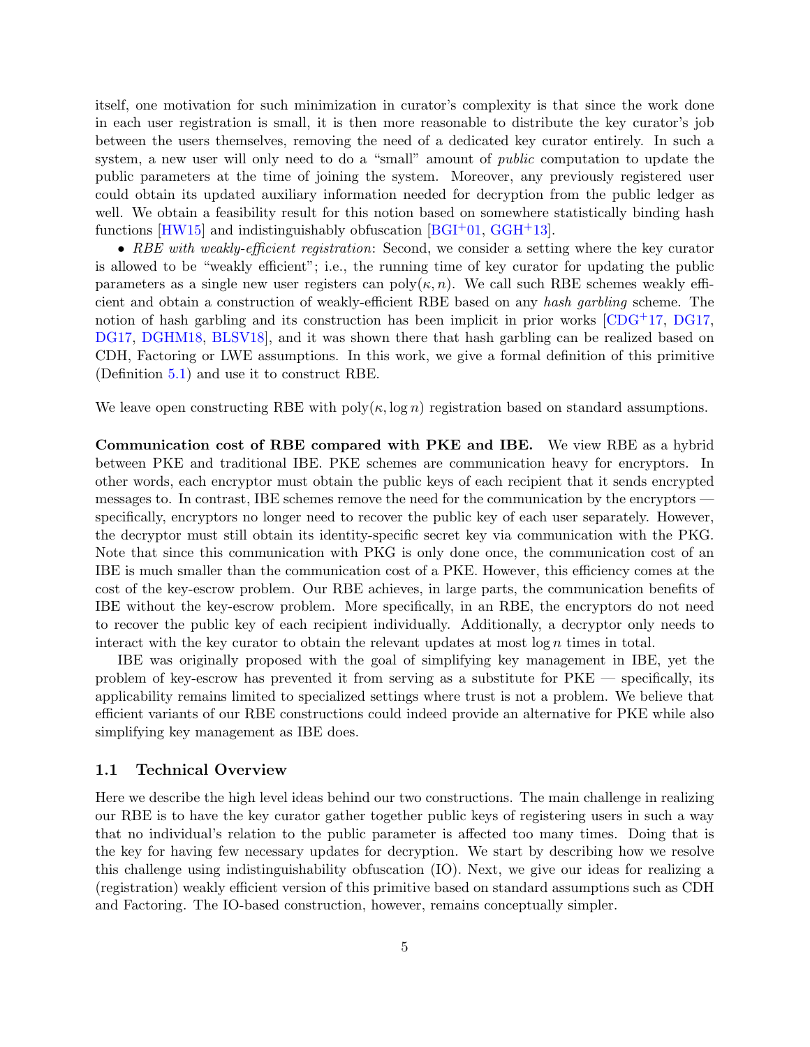itself, one motivation for such minimization in curator's complexity is that since the work done in each user registration is small, it is then more reasonable to distribute the key curator's job between the users themselves, removing the need of a dedicated key curator entirely. In such a system, a new user will only need to do a "small" amount of *public* computation to update the public parameters at the time of joining the system. Moreover, any previously registered user could obtain its updated auxiliary information needed for decryption from the public ledger as well. We obtain a feasibility result for this notion based on somewhere statistically binding hash functions [HW15] and indistinguishably obfuscation [BGI+01, GGH+13].

- *RBE with weakly-efficient registration*: Second, we consider a setting where the key curator is allowed to be "weakly efficient"; i.e., the running time of key curator for updating the public parameters as a single new user registers can $\mathrm{poly}(\kappa, n)$. We call such RBE schemes weakly efficient and obtain a construction of weakly-efficient RBE based on any *hash garbling* scheme. The notion of hash garbling and its construction has been implicit in prior works [CDG+17, DG17, DG17, DGHM18, BLSV18], and it was shown there that hash garbling can be realized based on CDH, Factoring or LWE assumptions. In this work, we give a formal definition of this primitive (Definition 5.1) and use it to construct RBE.

We leave open constructing RBE with $\mathrm{poly}(\kappa, \log n)$ registration based on standard assumptions.

**Communication cost of RBE compared with PKE and IBE.** We view RBE as a hybrid between PKE and traditional IBE. PKE schemes are communication heavy for encryptors. In other words, each encryptor must obtain the public keys of each recipient that it sends encrypted messages to. In contrast, IBE schemes remove the need for the communication by the encryptors — specifically, encryptors no longer need to recover the public key of each user separately. However, the decryptor must still obtain its identity-specific secret key via communication with the PKG. Note that since this communication with PKG is only done once, the communication cost of an IBE is much smaller than the communication cost of a PKE. However, this efficiency comes at the cost of the key-escrow problem. Our RBE achieves, in large parts, the communication benefits of IBE without the key-escrow problem. More specifically, in an RBE, the encryptors do not need to recover the public key of each recipient individually. Additionally, a decryptor only needs to interact with the key curator to obtain the relevant updates at most $\log n$ times in total.

IBE was originally proposed with the goal of simplifying key management in IBE, yet the problem of key-escrow has prevented it from serving as a substitute for PKE — specifically, its applicability remains limited to specialized settings where trust is not a problem. We believe that efficient variants of our RBE constructions could indeed provide an alternative for PKE while also simplifying key management as IBE does.

### 1.1 Technical Overview

Here we describe the high level ideas behind our two constructions. The main challenge in realizing our RBE is to have the key curator gather together public keys of registering users in such a way that no individual's relation to the public parameter is affected too many times. Doing that is the key for having few necessary updates for decryption. We start by describing how we resolve this challenge using indistinguishability obfuscation (IO). Next, we give our ideas for realizing a (registration) weakly efficient version of this primitive based on standard assumptions such as CDH and Factoring. The IO-based construction, however, remains conceptually simpler.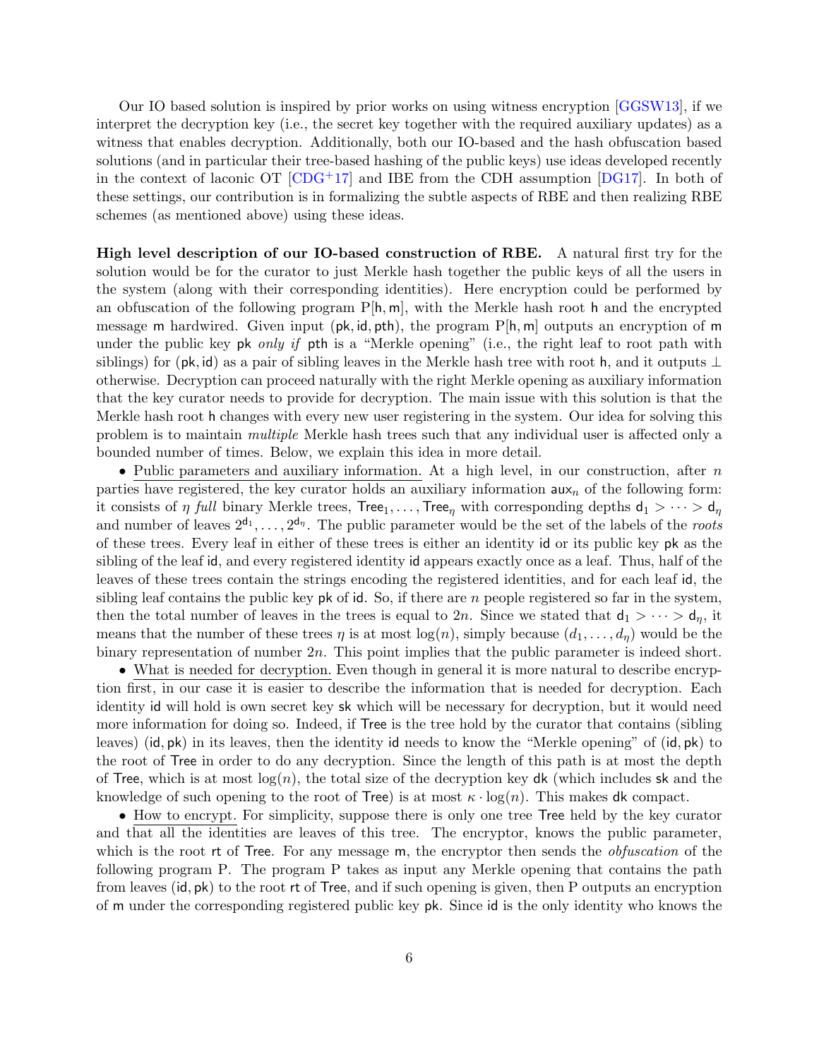Our IO based solution is inspired by prior works on using witness encryption [GGSW13], if we interpret the decryption key (i.e., the secret key together with the required auxiliary updates) as a witness that enables decryption. Additionally, both our IO-based and the hash obfuscation based solutions (and in particular their tree-based hashing of the public keys) use ideas developed recently in the context of laconic OT [CDG+17] and IBE from the CDH assumption [DG17]. In both of these settings, our contribution is in formalizing the subtle aspects of RBE and then realizing RBE schemes (as mentioned above) using these ideas.

**High level description of our IO-based construction of RBE.** A natural first try for the solution would be for the curator to just Merkle hash together the public keys of all the users in the system (along with their corresponding identities). Here encryption could be performed by an obfuscation of the following program $\mathrm{P}[\mathsf{h}, \mathsf{m}]$, with the Merkle hash root $\mathsf{h}$ and the encrypted message $\mathsf{m}$ hardwired. Given input $(\mathsf{pk}, \mathsf{id}, \mathsf{pth})$, the program $\mathrm{P}[\mathsf{h}, \mathsf{m}]$ outputs an encryption of $\mathsf{m}$ under the public key $\mathsf{pk}$ *only if* $\mathsf{pth}$ is a "Merkle opening" (i.e., the right leaf to root path with siblings) for $(\mathsf{pk}, \mathsf{id})$ as a pair of sibling leaves in the Merkle hash tree with root $\mathsf{h}$, and it outputs $\perp$ otherwise. Decryption can proceed naturally with the right Merkle opening as auxiliary information that the key curator needs to provide for decryption. The main issue with this solution is that the Merkle hash root $\mathsf{h}$ changes with every new user registering in the system. Our idea for solving this problem is to maintain *multiple* Merkle hash trees such that any individual user is affected only a bounded number of times. Below, we explain this idea in more detail.

- Public parameters and auxiliary information. At a high level, in our construction, after $n$ parties have registered, the key curator holds an auxiliary information $\mathsf{aux}_n$ of the following form: it consists of $\eta$ *full* binary Merkle trees, $\mathsf{Tree}_1, \dots, \mathsf{Tree}_\eta$ with corresponding depths $\mathsf{d}_1 > \dots > \mathsf{d}_\eta$ and number of leaves $2^{\mathsf{d}_1}, \dots, 2^{\mathsf{d}_\eta}$. The public parameter would be the set of the labels of the *roots* of these trees. Every leaf in either of these trees is either an identity $\mathsf{id}$ or its public key $\mathsf{pk}$ as the sibling of the leaf $\mathsf{id}$, and every registered identity $\mathsf{id}$ appears exactly once as a leaf. Thus, half of the leaves of these trees contain the strings encoding the registered identities, and for each leaf $\mathsf{id}$, the sibling leaf contains the public key $\mathsf{pk}$ of $\mathsf{id}$. So, if there are $n$ people registered so far in the system, then the total number of leaves in the trees is equal to $2n$. Since we stated that $\mathsf{d}_1 > \dots > \mathsf{d}_\eta$, it means that the number of these trees $\eta$ is at most $\log(n)$, simply because $(d_1, \dots, d_\eta)$ would be the binary representation of number $2n$. This point implies that the public parameter is indeed short.

- What is needed for decryption. Even though in general it is more natural to describe encryption first, in our case it is easier to describe the information that is needed for decryption. Each identity $\mathsf{id}$ will hold is own secret key $\mathsf{sk}$ which will be necessary for decryption, but it would need more information for doing so. Indeed, if $\mathsf{Tree}$ is the tree hold by the curator that contains (sibling leaves) $(\mathsf{id}, \mathsf{pk})$ in its leaves, then the identity $\mathsf{id}$ needs to know the "Merkle opening" of $(\mathsf{id}, \mathsf{pk})$ to the root of $\mathsf{Tree}$ in order to do any decryption. Since the length of this path is at most the depth of $\mathsf{Tree}$, which is at most $\log(n)$, the total size of the decryption key $\mathsf{dk}$ (which includes $\mathsf{sk}$ and the knowledge of such opening to the root of $\mathsf{Tree}$) is at most $\kappa \cdot \log(n)$. This makes $\mathsf{dk}$ compact.

- How to encrypt. For simplicity, suppose there is only one tree $\mathsf{Tree}$ held by the key curator and that all the identities are leaves of this tree. The encryptor, knows the public parameter, which is the root $\mathsf{rt}$ of $\mathsf{Tree}$. For any message $\mathsf{m}$, the encryptor then sends the *obfuscation* of the following program P. The program P takes as input any Merkle opening that contains the path from leaves $(\mathsf{id}, \mathsf{pk})$ to the root $\mathsf{rt}$ of $\mathsf{Tree}$, and if such opening is given, then P outputs an encryption of $\mathsf{m}$ under the corresponding registered public key $\mathsf{pk}$. Since $\mathsf{id}$ is the only identity who knows the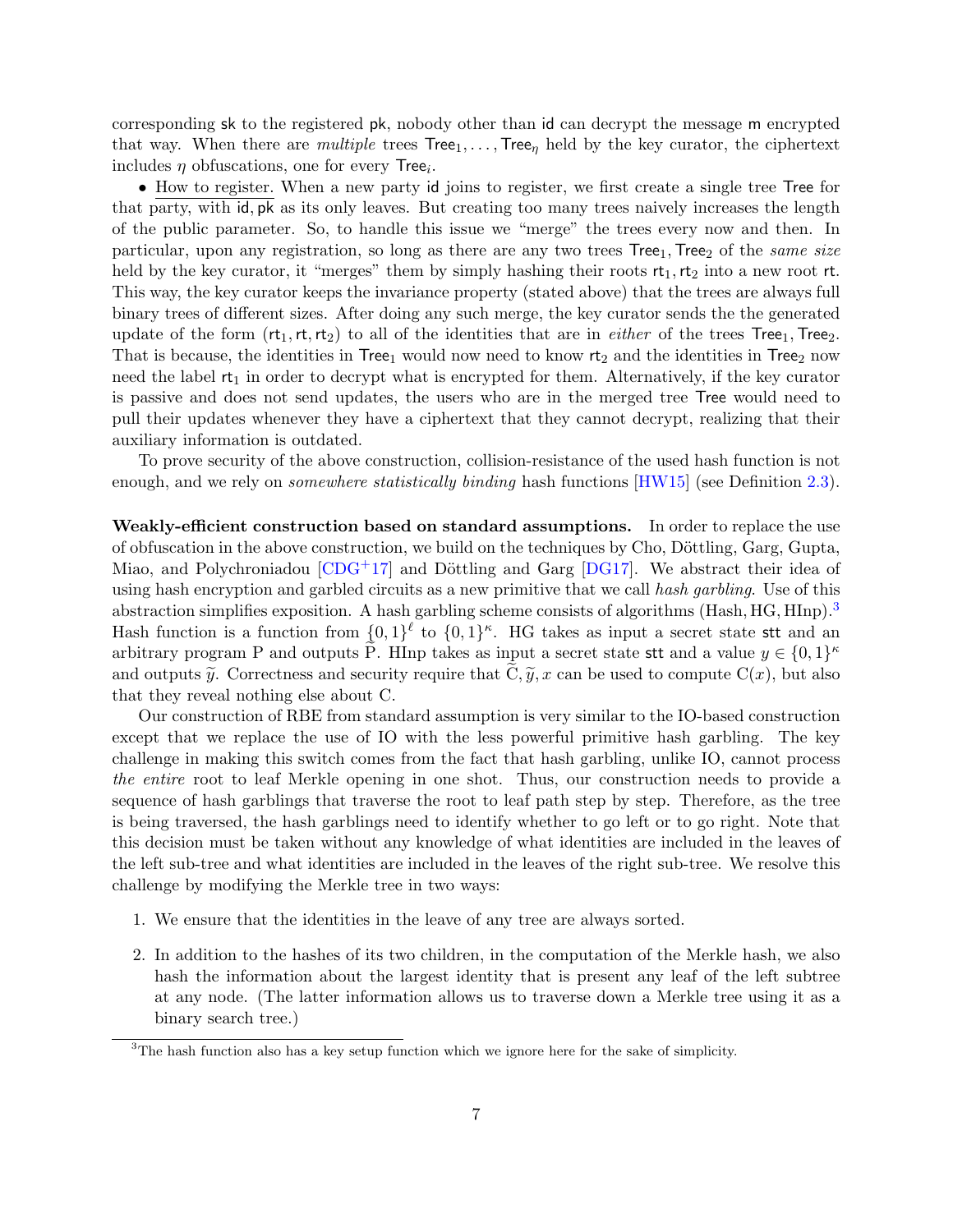corresponding sk to the registered pk, nobody other than id can decrypt the message m encrypted that way. When there are *multiple* trees $\mathsf{Tree}_1, \dots, \mathsf{Tree}_\eta$ held by the key curator, the ciphertext includes $\eta$ obfuscations, one for every $\mathsf{Tree}_i$.

• <u>How to register.</u> When a new party id joins to register, we first create a single tree Tree for that party, with id, pk as its only leaves. But creating too many trees naively increases the length of the public parameter. So, to handle this issue we "merge" the trees every now and then. In particular, upon any registration, so long as there are any two trees $\mathsf{Tree}_1, \mathsf{Tree}_2$ of the *same size* held by the key curator, it "merges" them by simply hashing their roots $\mathsf{rt}_1, \mathsf{rt}_2$ into a new root rt. This way, the key curator keeps the invariance property (stated above) that the trees are always full binary trees of different sizes. After doing any such merge, the key curator sends the the generated update of the form $(\mathsf{rt}_1, \mathsf{rt}, \mathsf{rt}_2)$ to all of the identities that are in *either* of the trees $\mathsf{Tree}_1, \mathsf{Tree}_2$. That is because, the identities in $\mathsf{Tree}_1$ would now need to know $\mathsf{rt}_2$ and the identities in $\mathsf{Tree}_2$ now need the label $\mathsf{rt}_1$ in order to decrypt what is encrypted for them. Alternatively, if the key curator is passive and does not send updates, the users who are in the merged tree Tree would need to pull their updates whenever they have a ciphertext that they cannot decrypt, realizing that their auxiliary information is outdated.

To prove security of the above construction, collision-resistance of the used hash function is not enough, and we rely on *somewhere statistically binding* hash functions [HW15] (see Definition 2.3).

**Weakly-efficient construction based on standard assumptions.** In order to replace the use of obfuscation in the above construction, we build on the techniques by Cho, Döttling, Garg, Gupta, Miao, and Polychroniadou [CDG+17] and Döttling and Garg [DG17]. We abstract their idea of using hash encryption and garbled circuits as a new primitive that we call *hash garbling*. Use of this abstraction simplifies exposition. A hash garbling scheme consists of algorithms (Hash, HG, HInp).[3] Hash function is a function from $\{0,1\}^\ell$ to $\{0,1\}^\kappa$. HG takes as input a secret state stt and an arbitrary program P and outputs $\widetilde{\mathrm{P}}$. HInp takes as input a secret state stt and a value $y \in \{0,1\}^\kappa$ and outputs $\widetilde{y}$. Correctness and security require that $\widetilde{\mathrm{C}}, \widetilde{y}, x$ can be used to compute $\mathrm{C}(x)$, but also that they reveal nothing else about C.

Our construction of RBE from standard assumption is very similar to the IO-based construction except that we replace the use of IO with the less powerful primitive hash garbling. The key challenge in making this switch comes from the fact that hash garbling, unlike IO, cannot process *the entire* root to leaf Merkle opening in one shot. Thus, our construction needs to provide a sequence of hash garblings that traverse the root to leaf path step by step. Therefore, as the tree is being traversed, the hash garblings need to identify whether to go left or to go right. Note that this decision must be taken without any knowledge of what identities are included in the leaves of the left sub-tree and what identities are included in the leaves of the right sub-tree. We resolve this challenge by modifying the Merkle tree in two ways:

1. We ensure that the identities in the leave of any tree are always sorted.

2. In addition to the hashes of its two children, in the computation of the Merkle hash, we also hash the information about the largest identity that is present any leaf of the left subtree at any node. (The latter information allows us to traverse down a Merkle tree using it as a binary search tree.)

[3] The hash function also has a key setup function which we ignore here for the sake of simplicity.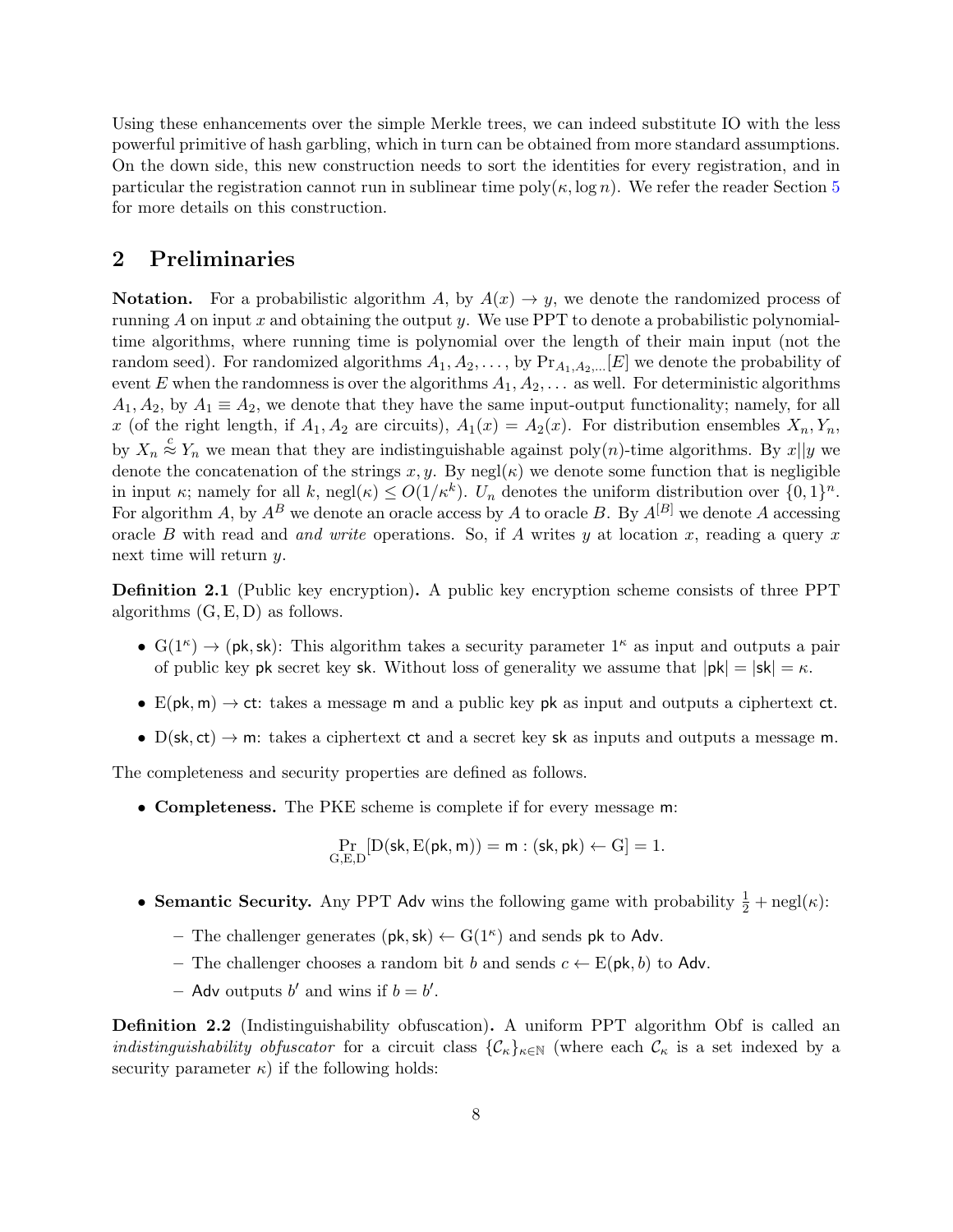Using these enhancements over the simple Merkle trees, we can indeed substitute IO with the less powerful primitive of hash garbling, which in turn can be obtained from more standard assumptions. On the down side, this new construction needs to sort the identities for every registration, and in particular the registration cannot run in sublinear time $\mathrm{poly}(\kappa, \log n)$. We refer the reader Section 5 for more details on this construction.

## 2 Preliminaries

**Notation.** For a probabilistic algorithm $A$, by $A(x) \to y$, we denote the randomized process of running $A$ on input $x$ and obtaining the output $y$. We use PPT to denote a probabilistic polynomial-time algorithms, where running time is polynomial over the length of their main input (not the random seed). For randomized algorithms $A_1, A_2, \ldots$, by $\Pr_{A_1,A_2,\ldots}[E]$ we denote the probability of event $E$ when the randomness is over the algorithms $A_1, A_2, \ldots$ as well. For deterministic algorithms $A_1, A_2$, by $A_1 \equiv A_2$, we denote that they have the same input-output functionality; namely, for all $x$ (of the right length, if $A_1, A_2$ are circuits), $A_1(x) = A_2(x)$. For distribution ensembles $X_n, Y_n$, by $X_n \overset{c}{\approx} Y_n$ we mean that they are indistinguishable against $\mathrm{poly}(n)$-time algorithms. By $x||y$ we denote the concatenation of the strings $x, y$. By $\mathrm{negl}(\kappa)$ we denote some function that is negligible in input $\kappa$; namely for all $k$, $\mathrm{negl}(\kappa) \leq O(1/\kappa^k)$. $U_n$ denotes the uniform distribution over $\{0,1\}^n$. For algorithm $A$, by $A^B$ we denote an oracle access by $A$ to oracle $B$. By $A^{[B]}$ we denote $A$ accessing oracle $B$ with read and *and write* operations. So, if $A$ writes $y$ at location $x$, reading a query $x$ next time will return $y$.

**Definition 2.1** (Public key encryption)**.** A public key encryption scheme consists of three PPT algorithms $(\mathrm{G}, \mathrm{E}, \mathrm{D})$ as follows.

- $\mathrm{G}(1^\kappa) \to (\mathsf{pk}, \mathsf{sk})$: This algorithm takes a security parameter $1^\kappa$ as input and outputs a pair of public key $\mathsf{pk}$ secret key $\mathsf{sk}$. Without loss of generality we assume that $|\mathsf{pk}| = |\mathsf{sk}| = \kappa$.
- $\mathrm{E}(\mathsf{pk}, \mathsf{m}) \to \mathsf{ct}$: takes a message $\mathsf{m}$ and a public key $\mathsf{pk}$ as input and outputs a ciphertext $\mathsf{ct}$.
- $\mathrm{D}(\mathsf{sk}, \mathsf{ct}) \to \mathsf{m}$: takes a ciphertext $\mathsf{ct}$ and a secret key $\mathsf{sk}$ as inputs and outputs a message $\mathsf{m}$.

The completeness and security properties are defined as follows.

- **Completeness.** The PKE scheme is complete if for every message $\mathsf{m}$:

$$\Pr_{\mathrm{G},\mathrm{E},\mathrm{D}}[\mathrm{D}(\mathsf{sk}, \mathrm{E}(\mathsf{pk}, \mathsf{m})) = \mathsf{m} : (\mathsf{sk}, \mathsf{pk}) \leftarrow \mathrm{G}] = 1.$$

- **Semantic Security.** Any PPT $\mathsf{Adv}$ wins the following game with probability $\frac{1}{2} + \mathrm{negl}(\kappa)$:
  - The challenger generates $(\mathsf{pk}, \mathsf{sk}) \leftarrow \mathrm{G}(1^\kappa)$ and sends $\mathsf{pk}$ to $\mathsf{Adv}$.
  - The challenger chooses a random bit $b$ and sends $c \leftarrow \mathrm{E}(\mathsf{pk}, b)$ to $\mathsf{Adv}$.
  - $\mathsf{Adv}$ outputs $b'$ and wins if $b = b'$.

**Definition 2.2** (Indistinguishability obfuscation)**.** A uniform PPT algorithm Obf is called an *indistinguishability obfuscator* for a circuit class $\{\mathcal{C}_\kappa\}_{\kappa \in \mathbb{N}}$ (where each $\mathcal{C}_\kappa$ is a set indexed by a security parameter $\kappa$) if the following holds: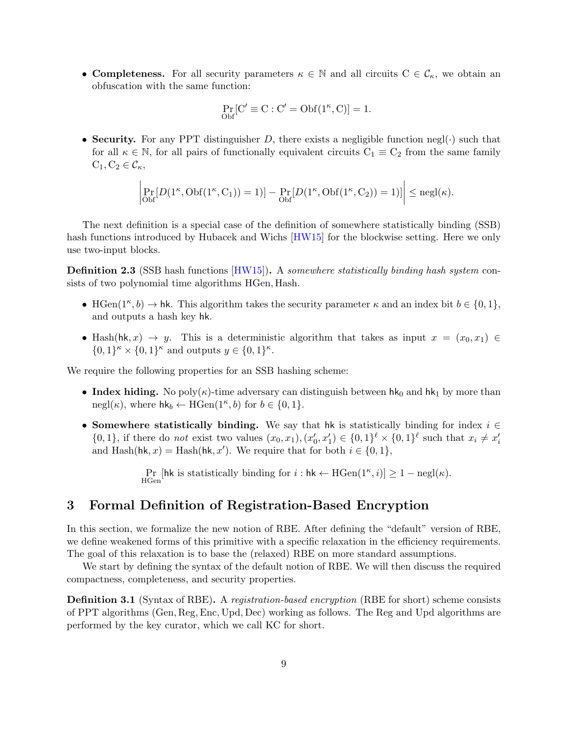- **Completeness.** For all security parameters $\kappa \in \mathbb{N}$ and all circuits $\mathrm{C} \in \mathcal{C}_\kappa$, we obtain an obfuscation with the same function:

$$\Pr_{\mathrm{Obf}}[\mathrm{C}' \equiv \mathrm{C} : \mathrm{C}' = \mathrm{Obf}(1^\kappa, \mathrm{C})] = 1.$$

- **Security.** For any PPT distinguisher $D$, there exists a negligible function $\mathrm{negl}(\cdot)$ such that for all $\kappa \in \mathbb{N}$, for all pairs of functionally equivalent circuits $\mathrm{C}_1 \equiv \mathrm{C}_2$ from the same family $\mathrm{C}_1, \mathrm{C}_2 \in \mathcal{C}_\kappa$,

$$\left| \Pr_{\mathrm{Obf}}[D(1^\kappa, \mathrm{Obf}(1^\kappa, \mathrm{C}_1)) = 1)] - \Pr_{\mathrm{Obf}}[D(1^\kappa, \mathrm{Obf}(1^\kappa, \mathrm{C}_2)) = 1)] \right| \leq \mathrm{negl}(\kappa).$$

The next definition is a special case of the definition of somewhere statistically binding (SSB) hash functions introduced by Hubacek and Wichs [HW15] for the blockwise setting. Here we only use two-input blocks.

**Definition 2.3** (SSB hash functions [HW15])**.** A *somewhere statistically binding hash system* consists of two polynomial time algorithms $\mathrm{HGen}, \mathrm{Hash}$.

- $\mathrm{HGen}(1^\kappa, b) \to \mathsf{hk}$. This algorithm takes the security parameter $\kappa$ and an index bit $b \in \{0,1\}$, and outputs a hash key $\mathsf{hk}$.
- $\mathrm{Hash}(\mathsf{hk}, x) \to y$. This is a deterministic algorithm that takes as input $x = (x_0, x_1) \in \{0,1\}^\kappa \times \{0,1\}^\kappa$ and outputs $y \in \{0,1\}^\kappa$.

We require the following properties for an SSB hashing scheme:

- **Index hiding.** No $\mathrm{poly}(\kappa)$-time adversary can distinguish between $\mathsf{hk}_0$ and $\mathsf{hk}_1$ by more than $\mathrm{negl}(\kappa)$, where $\mathsf{hk}_b \leftarrow \mathrm{HGen}(1^\kappa, b)$ for $b \in \{0,1\}$.
- **Somewhere statistically binding.** We say that $\mathsf{hk}$ is statistically binding for index $i \in \{0,1\}$, if there do *not* exist two values $(x_0, x_1), (x'_0, x'_1) \in \{0,1\}^\ell \times \{0,1\}^\ell$ such that $x_i \neq x'_i$ and $\mathrm{Hash}(\mathsf{hk}, x) = \mathrm{Hash}(\mathsf{hk}, x')$. We require that for both $i \in \{0,1\}$,

$$\Pr_{\mathrm{HGen}}[\mathsf{hk} \text{ is statistically binding for } i : \mathsf{hk} \leftarrow \mathrm{HGen}(1^\kappa, i)] \geq 1 - \mathrm{negl}(\kappa).$$

# 3 Formal Definition of Registration-Based Encryption

In this section, we formalize the new notion of RBE. After defining the "default" version of RBE, we define weakened forms of this primitive with a specific relaxation in the efficiency requirements. The goal of this relaxation is to base the (relaxed) RBE on more standard assumptions.

We start by defining the syntax of the default notion of RBE. We will then discuss the required compactness, completeness, and security properties.

**Definition 3.1** (Syntax of RBE)**.** A *registration-based encryption* (RBE for short) scheme consists of PPT algorithms $(\mathrm{Gen}, \mathrm{Reg}, \mathrm{Enc}, \mathrm{Upd}, \mathrm{Dec})$ working as follows. The $\mathrm{Reg}$ and $\mathrm{Upd}$ algorithms are performed by the key curator, which we call KC for short.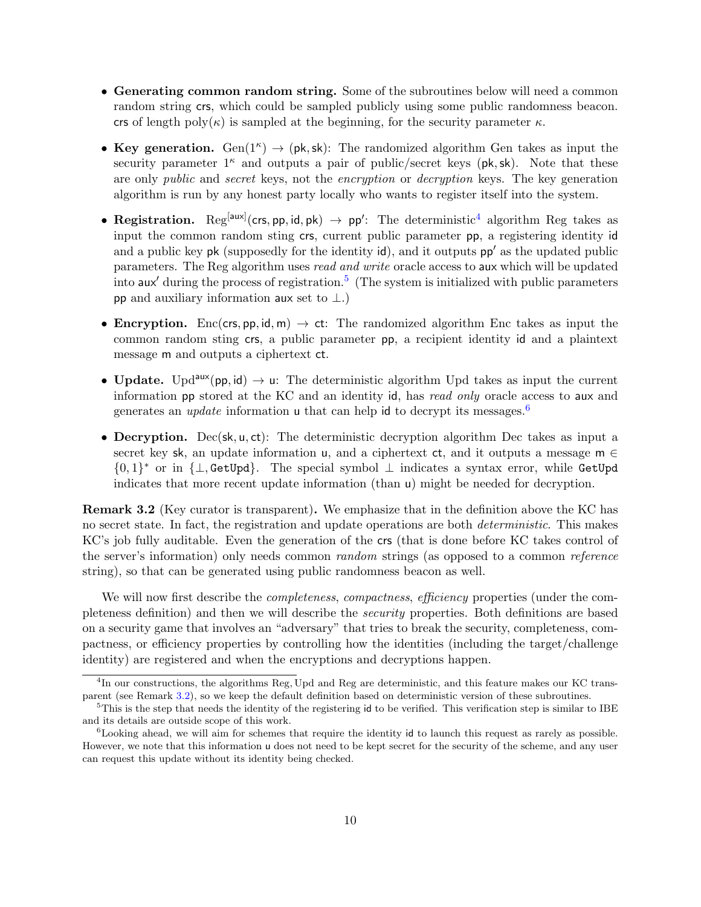- **Generating common random string.** Some of the subroutines below will need a common random string $\mathsf{crs}$, which could be sampled publicly using some public randomness beacon. $\mathsf{crs}$ of length $\mathrm{poly}(\kappa)$ is sampled at the beginning, for the security parameter $\kappa$.

- **Key generation.** $\mathrm{Gen}(1^\kappa) \to (\mathsf{pk}, \mathsf{sk})$: The randomized algorithm Gen takes as input the security parameter $1^\kappa$ and outputs a pair of public/secret keys $(\mathsf{pk}, \mathsf{sk})$. Note that these are only *public* and *secret* keys, not the *encryption* or *decryption* keys. The key generation algorithm is run by any honest party locally who wants to register itself into the system.

- **Registration.** $\mathrm{Reg}^{[\mathsf{aux}]}(\mathsf{crs}, \mathsf{pp}, \mathsf{id}, \mathsf{pk}) \to \mathsf{pp}'$: The deterministic[4] algorithm Reg takes as input the common random sting $\mathsf{crs}$, current public parameter $\mathsf{pp}$, a registering identity $\mathsf{id}$ and a public key $\mathsf{pk}$ (supposedly for the identity $\mathsf{id}$), and it outputs $\mathsf{pp}'$ as the updated public parameters. The Reg algorithm uses *read and write* oracle access to $\mathsf{aux}$ which will be updated into $\mathsf{aux}'$ during the process of registration.[5] (The system is initialized with public parameters $\mathsf{pp}$ and auxiliary information $\mathsf{aux}$ set to $\perp$.)

- **Encryption.** $\mathrm{Enc}(\mathsf{crs}, \mathsf{pp}, \mathsf{id}, \mathsf{m}) \to \mathsf{ct}$: The randomized algorithm Enc takes as input the common random sting $\mathsf{crs}$, a public parameter $\mathsf{pp}$, a recipient identity $\mathsf{id}$ and a plaintext message $\mathsf{m}$ and outputs a ciphertext $\mathsf{ct}$.

- **Update.** $\mathrm{Upd}^{\mathsf{aux}}(\mathsf{pp}, \mathsf{id}) \to \mathsf{u}$: The deterministic algorithm Upd takes as input the current information $\mathsf{pp}$ stored at the KC and an identity $\mathsf{id}$, has *read only* oracle access to $\mathsf{aux}$ and generates an *update* information $\mathsf{u}$ that can help $\mathsf{id}$ to decrypt its messages.[6]

- **Decryption.** $\mathrm{Dec}(\mathsf{sk}, \mathsf{u}, \mathsf{ct})$: The deterministic decryption algorithm Dec takes as input a secret key $\mathsf{sk}$, an update information $\mathsf{u}$, and a ciphertext $\mathsf{ct}$, and it outputs a message $\mathsf{m} \in \{0,1\}^*$ or in $\{\perp, \mathtt{GetUpd}\}$. The special symbol $\perp$ indicates a syntax error, while $\mathtt{GetUpd}$ indicates that more recent update information (than $\mathsf{u}$) might be needed for decryption.

**Remark 3.2** (Key curator is transparent)**.** We emphasize that in the definition above the KC has no secret state. In fact, the registration and update operations are both *deterministic*. This makes KC's job fully auditable. Even the generation of the $\mathsf{crs}$ (that is done before KC takes control of the server's information) only needs common *random* strings (as opposed to a common *reference* string), so that can be generated using public randomness beacon as well.

We will now first describe the *completeness*, *compactness*, *efficiency* properties (under the completeness definition) and then we will describe the *security* properties. Both definitions are based on a security game that involves an "adversary" that tries to break the security, completeness, compactness, or efficiency properties by controlling how the identities (including the target/challenge identity) are registered and when the encryptions and decryptions happen.

---

[4] In our constructions, the algorithms Reg, Upd and Reg are deterministic, and this feature makes our KC transparent (see Remark 3.2), so we keep the default definition based on deterministic version of these subroutines.

[5] This is the step that needs the identity of the registering $\mathsf{id}$ to be verified. This verification step is similar to IBE and its details are outside scope of this work.

[6] Looking ahead, we will aim for schemes that require the identity $\mathsf{id}$ to launch this request as rarely as possible. However, we note that this information $\mathsf{u}$ does not need to be kept secret for the security of the scheme, and any user can request this update without its identity being checked.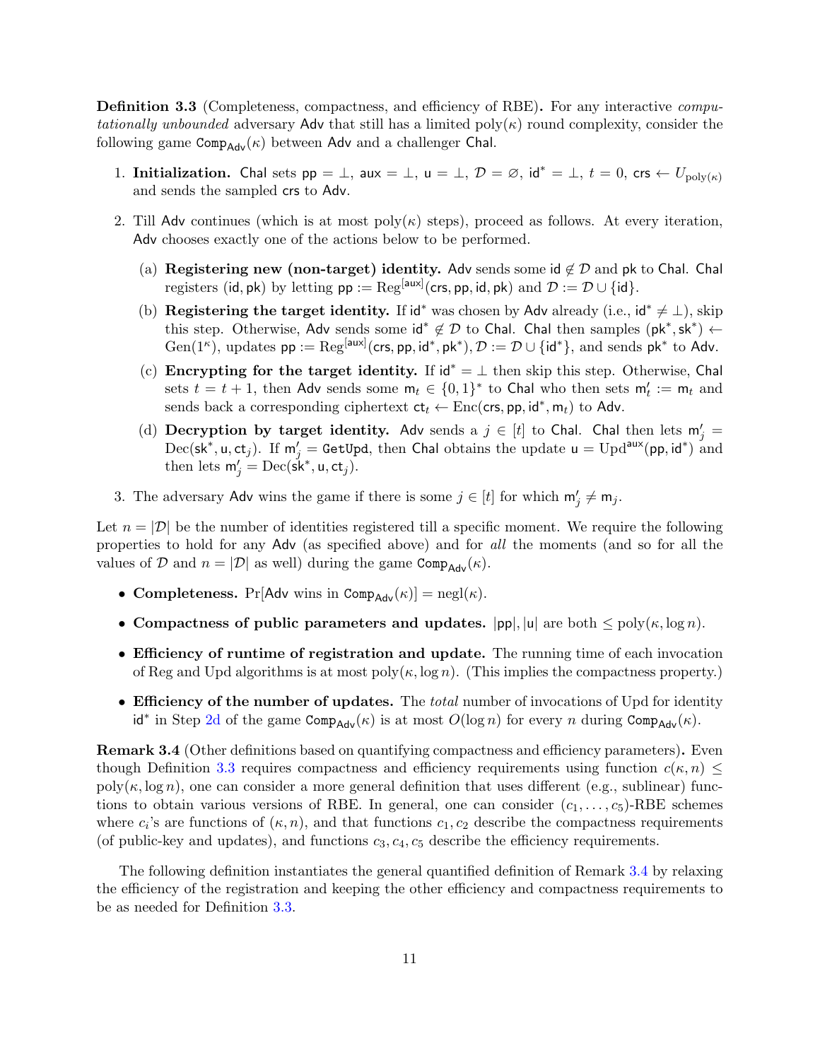**Definition 3.3** (Completeness, compactness, and efficiency of RBE)**.** For any interactive *computationally unbounded* adversary $\mathsf{Adv}$ that still has a limited $\mathrm{poly}(\kappa)$ round complexity, consider the following game $\mathtt{Comp}_{\mathsf{Adv}}(\kappa)$ between $\mathsf{Adv}$ and a challenger $\mathsf{Chal}$.

1. **Initialization.** $\mathsf{Chal}$ sets $\mathsf{pp} = \bot$, $\mathsf{aux} = \bot$, $\mathsf{u} = \bot$, $\mathcal{D} = \varnothing$, $\mathsf{id}^* = \bot$, $t = 0$, $\mathsf{crs} \leftarrow U_{\mathrm{poly}(\kappa)}$ and sends the sampled $\mathsf{crs}$ to $\mathsf{Adv}$.

2. Till $\mathsf{Adv}$ continues (which is at most $\mathrm{poly}(\kappa)$ steps), proceed as follows. At every iteration, $\mathsf{Adv}$ chooses exactly one of the actions below to be performed.

   (a) **Registering new (non-target) identity.** $\mathsf{Adv}$ sends some $\mathsf{id} \notin \mathcal{D}$ and $\mathsf{pk}$ to $\mathsf{Chal}$. $\mathsf{Chal}$ registers $(\mathsf{id}, \mathsf{pk})$ by letting $\mathsf{pp} := \mathrm{Reg}^{[\mathsf{aux}]}(\mathsf{crs}, \mathsf{pp}, \mathsf{id}, \mathsf{pk})$ and $\mathcal{D} := \mathcal{D} \cup \{\mathsf{id}\}$.

   (b) **Registering the target identity.** If $\mathsf{id}^*$ was chosen by $\mathsf{Adv}$ already (i.e., $\mathsf{id}^* \neq \bot$), skip this step. Otherwise, $\mathsf{Adv}$ sends some $\mathsf{id}^* \notin \mathcal{D}$ to $\mathsf{Chal}$. $\mathsf{Chal}$ then samples $(\mathsf{pk}^*, \mathsf{sk}^*) \leftarrow \mathrm{Gen}(1^\kappa)$, updates $\mathsf{pp} := \mathrm{Reg}^{[\mathsf{aux}]}(\mathsf{crs}, \mathsf{pp}, \mathsf{id}^*, \mathsf{pk}^*)$, $\mathcal{D} := \mathcal{D} \cup \{\mathsf{id}^*\}$, and sends $\mathsf{pk}^*$ to $\mathsf{Adv}$.

   (c) **Encrypting for the target identity.** If $\mathsf{id}^* = \bot$ then skip this step. Otherwise, $\mathsf{Chal}$ sets $t = t + 1$, then $\mathsf{Adv}$ sends some $\mathsf{m}_t \in \{0,1\}^*$ to $\mathsf{Chal}$ who then sets $\mathsf{m}'_t := \mathsf{m}_t$ and sends back a corresponding ciphertext $\mathsf{ct}_t \leftarrow \mathrm{Enc}(\mathsf{crs}, \mathsf{pp}, \mathsf{id}^*, \mathsf{m}_t)$ to $\mathsf{Adv}$.

   (d) **Decryption by target identity.** $\mathsf{Adv}$ sends a $j \in [t]$ to $\mathsf{Chal}$. $\mathsf{Chal}$ then lets $\mathsf{m}'_j = \mathrm{Dec}(\mathsf{sk}^*, \mathsf{u}, \mathsf{ct}_j)$. If $\mathsf{m}'_j = \mathtt{GetUpd}$, then $\mathsf{Chal}$ obtains the update $\mathsf{u} = \mathrm{Upd}^{\mathsf{aux}}(\mathsf{pp}, \mathsf{id}^*)$ and then lets $\mathsf{m}'_j = \mathrm{Dec}(\mathsf{sk}^*, \mathsf{u}, \mathsf{ct}_j)$.

3. The adversary $\mathsf{Adv}$ wins the game if there is some $j \in [t]$ for which $\mathsf{m}'_j \neq \mathsf{m}_j$.

Let $n = |\mathcal{D}|$ be the number of identities registered till a specific moment. We require the following properties to hold for any $\mathsf{Adv}$ (as specified above) and for *all* the moments (and so for all the values of $\mathcal{D}$ and $n = |\mathcal{D}|$ as well) during the game $\mathtt{Comp}_{\mathsf{Adv}}(\kappa)$.

- **Completeness.** $\Pr[\mathsf{Adv} \text{ wins in } \mathtt{Comp}_{\mathsf{Adv}}(\kappa)] = \mathrm{negl}(\kappa)$.
- **Compactness of public parameters and updates.** $|\mathsf{pp}|, |\mathsf{u}|$ are both $\leq \mathrm{poly}(\kappa, \log n)$.
- **Efficiency of runtime of registration and update.** The running time of each invocation of Reg and Upd algorithms is at most $\mathrm{poly}(\kappa, \log n)$. (This implies the compactness property.)
- **Efficiency of the number of updates.** The *total* number of invocations of Upd for identity $\mathsf{id}^*$ in Step 2d of the game $\mathtt{Comp}_{\mathsf{Adv}}(\kappa)$ is at most $O(\log n)$ for every $n$ during $\mathtt{Comp}_{\mathsf{Adv}}(\kappa)$.

**Remark 3.4** (Other definitions based on quantifying compactness and efficiency parameters)**.** Even though Definition 3.3 requires compactness and efficiency requirements using function $c(\kappa, n) \leq \mathrm{poly}(\kappa, \log n)$, one can consider a more general definition that uses different (e.g., sublinear) functions to obtain various versions of RBE. In general, one can consider $(c_1, \ldots, c_5)$-RBE schemes where $c_i$'s are functions of $(\kappa, n)$, and that functions $c_1, c_2$ describe the compactness requirements (of public-key and updates), and functions $c_3, c_4, c_5$ describe the efficiency requirements.

The following definition instantiates the general quantified definition of Remark 3.4 by relaxing the efficiency of the registration and keeping the other efficiency and compactness requirements to be as needed for Definition 3.3.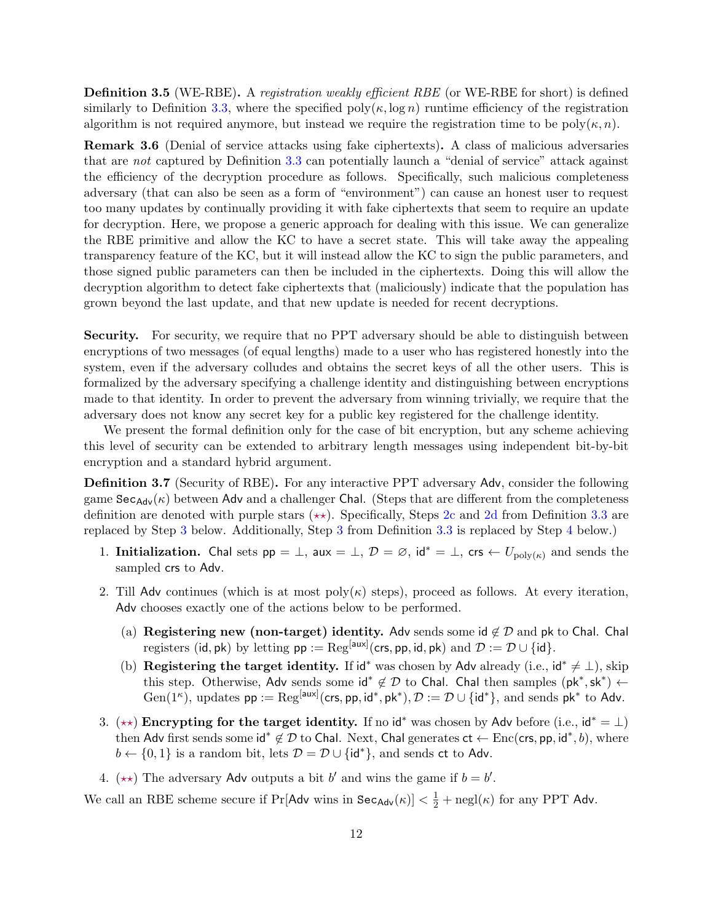**Definition 3.5** (WE-RBE)**.** A *registration weakly efficient RBE* (or WE-RBE for short) is defined similarly to Definition 3.3, where the specified $\mathrm{poly}(\kappa, \log n)$ runtime efficiency of the registration algorithm is not required anymore, but instead we require the registration time to be $\mathrm{poly}(\kappa, n)$.

**Remark 3.6** (Denial of service attacks using fake ciphertexts)**.** A class of malicious adversaries that are *not* captured by Definition 3.3 can potentially launch a "denial of service" attack against the efficiency of the decryption procedure as follows. Specifically, such malicious completeness adversary (that can also be seen as a form of "environment") can cause an honest user to request too many updates by continually providing it with fake ciphertexts that seem to require an update for decryption. Here, we propose a generic approach for dealing with this issue. We can generalize the RBE primitive and allow the KC to have a secret state. This will take away the appealing transparency feature of the KC, but it will instead allow the KC to sign the public parameters, and those signed public parameters can then be included in the ciphertexts. Doing this will allow the decryption algorithm to detect fake ciphertexts that (maliciously) indicate that the population has grown beyond the last update, and that new update is needed for recent decryptions.

**Security.** For security, we require that no PPT adversary should be able to distinguish between encryptions of two messages (of equal lengths) made to a user who has registered honestly into the system, even if the adversary colludes and obtains the secret keys of all the other users. This is formalized by the adversary specifying a challenge identity and distinguishing between encryptions made to that identity. In order to prevent the adversary from winning trivially, we require that the adversary does not know any secret key for a public key registered for the challenge identity.

We present the formal definition only for the case of bit encryption, but any scheme achieving this level of security can be extended to arbitrary length messages using independent bit-by-bit encryption and a standard hybrid argument.

**Definition 3.7** (Security of RBE)**.** For any interactive PPT adversary $\mathsf{Adv}$, consider the following game $\mathsf{Sec}_{\mathsf{Adv}}(\kappa)$ between $\mathsf{Adv}$ and a challenger $\mathsf{Chal}$. (Steps that are different from the completeness definition are denoted with purple stars ($\star\star$). Specifically, Steps 2c and 2d from Definition 3.3 are replaced by Step 3 below. Additionally, Step 3 from Definition 3.3 is replaced by Step 4 below.)

1. **Initialization.** $\mathsf{Chal}$ sets $\mathsf{pp} = \bot$, $\mathsf{aux} = \bot$, $\mathcal{D} = \varnothing$, $\mathsf{id}^* = \bot$, $\mathsf{crs} \leftarrow U_{\mathrm{poly}(\kappa)}$ and sends the sampled $\mathsf{crs}$ to $\mathsf{Adv}$.
2. Till $\mathsf{Adv}$ continues (which is at most $\mathrm{poly}(\kappa)$ steps), proceed as follows. At every iteration, $\mathsf{Adv}$ chooses exactly one of the actions below to be performed.
   (a) **Registering new (non-target) identity.** $\mathsf{Adv}$ sends some $\mathsf{id} \notin \mathcal{D}$ and $\mathsf{pk}$ to $\mathsf{Chal}$. $\mathsf{Chal}$ registers $(\mathsf{id}, \mathsf{pk})$ by letting $\mathsf{pp} := \mathrm{Reg}^{[\mathsf{aux}]}(\mathsf{crs}, \mathsf{pp}, \mathsf{id}, \mathsf{pk})$ and $\mathcal{D} := \mathcal{D} \cup \{\mathsf{id}\}$.
   (b) **Registering the target identity.** If $\mathsf{id}^*$ was chosen by $\mathsf{Adv}$ already (i.e., $\mathsf{id}^* \neq \bot$), skip this step. Otherwise, $\mathsf{Adv}$ sends some $\mathsf{id}^* \notin \mathcal{D}$ to $\mathsf{Chal}$. $\mathsf{Chal}$ then samples $(\mathsf{pk}^*, \mathsf{sk}^*) \leftarrow \mathrm{Gen}(1^\kappa)$, updates $\mathsf{pp} := \mathrm{Reg}^{[\mathsf{aux}]}(\mathsf{crs}, \mathsf{pp}, \mathsf{id}^*, \mathsf{pk}^*)$, $\mathcal{D} := \mathcal{D} \cup \{\mathsf{id}^*\}$, and sends $\mathsf{pk}^*$ to $\mathsf{Adv}$.
3. ($\star\star$) **Encrypting for the target identity.** If no $\mathsf{id}^*$ was chosen by $\mathsf{Adv}$ before (i.e., $\mathsf{id}^* = \bot$) then $\mathsf{Adv}$ first sends some $\mathsf{id}^* \notin \mathcal{D}$ to $\mathsf{Chal}$. Next, $\mathsf{Chal}$ generates $\mathsf{ct} \leftarrow \mathrm{Enc}(\mathsf{crs}, \mathsf{pp}, \mathsf{id}^*, b)$, where $b \leftarrow \{0, 1\}$ is a random bit, lets $\mathcal{D} = \mathcal{D} \cup \{\mathsf{id}^*\}$, and sends $\mathsf{ct}$ to $\mathsf{Adv}$.
4. ($\star\star$) The adversary $\mathsf{Adv}$ outputs a bit $b'$ and wins the game if $b = b'$.

We call an RBE scheme secure if $\Pr[\mathsf{Adv} \text{ wins in } \mathsf{Sec}_{\mathsf{Adv}}(\kappa)] < \frac{1}{2} + \mathrm{negl}(\kappa)$ for any PPT $\mathsf{Adv}$.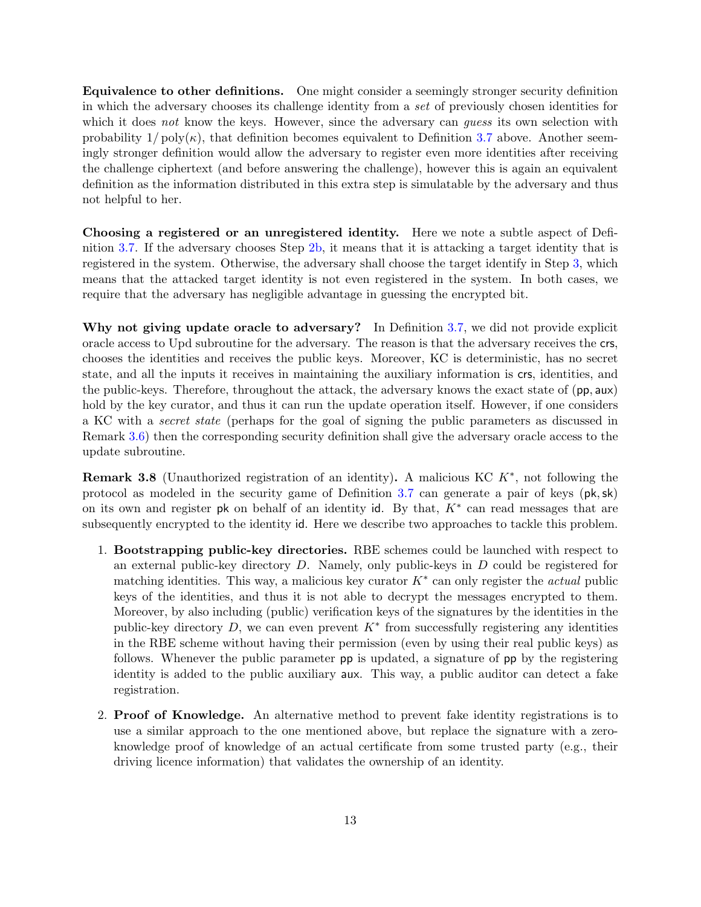**Equivalence to other definitions.** One might consider a seemingly stronger security definition in which the adversary chooses its challenge identity from a *set* of previously chosen identities for which it does *not* know the keys. However, since the adversary can *guess* its own selection with probability $1/\mathrm{poly}(\kappa)$, that definition becomes equivalent to Definition 3.7 above. Another seemingly stronger definition would allow the adversary to register even more identities after receiving the challenge ciphertext (and before answering the challenge), however this is again an equivalent definition as the information distributed in this extra step is simulatable by the adversary and thus not helpful to her.

**Choosing a registered or an unregistered identity.** Here we note a subtle aspect of Definition 3.7. If the adversary chooses Step 2b, it means that it is attacking a target identity that is registered in the system. Otherwise, the adversary shall choose the target identify in Step 3, which means that the attacked target identity is not even registered in the system. In both cases, we require that the adversary has negligible advantage in guessing the encrypted bit.

**Why not giving update oracle to adversary?** In Definition 3.7, we did not provide explicit oracle access to Upd subroutine for the adversary. The reason is that the adversary receives the $\mathsf{crs}$, chooses the identities and receives the public keys. Moreover, KC is deterministic, has no secret state, and all the inputs it receives in maintaining the auxiliary information is $\mathsf{crs}$, identities, and the public-keys. Therefore, throughout the attack, the adversary knows the exact state of $(\mathsf{pp}, \mathsf{aux})$ hold by the key curator, and thus it can run the update operation itself. However, if one considers a KC with a *secret state* (perhaps for the goal of signing the public parameters as discussed in Remark 3.6) then the corresponding security definition shall give the adversary oracle access to the update subroutine.

**Remark 3.8** (Unauthorized registration of an identity)**.** A malicious KC $K^*$, not following the protocol as modeled in the security game of Definition 3.7 can generate a pair of keys $(\mathsf{pk}, \mathsf{sk})$ on its own and register $\mathsf{pk}$ on behalf of an identity $\mathsf{id}$. By that, $K^*$ can read messages that are subsequently encrypted to the identity $\mathsf{id}$. Here we describe two approaches to tackle this problem.

1. **Bootstrapping public-key directories.** RBE schemes could be launched with respect to an external public-key directory $D$. Namely, only public-keys in $D$ could be registered for matching identities. This way, a malicious key curator $K^*$ can only register the *actual* public keys of the identities, and thus it is not able to decrypt the messages encrypted to them. Moreover, by also including (public) verification keys of the signatures by the identities in the public-key directory $D$, we can even prevent $K^*$ from successfully registering any identities in the RBE scheme without having their permission (even by using their real public keys) as follows. Whenever the public parameter $\mathsf{pp}$ is updated, a signature of $\mathsf{pp}$ by the registering identity is added to the public auxiliary $\mathsf{aux}$. This way, a public auditor can detect a fake registration.

2. **Proof of Knowledge.** An alternative method to prevent fake identity registrations is to use a similar approach to the one mentioned above, but replace the signature with a zero-knowledge proof of knowledge of an actual certificate from some trusted party (e.g., their driving licence information) that validates the ownership of an identity.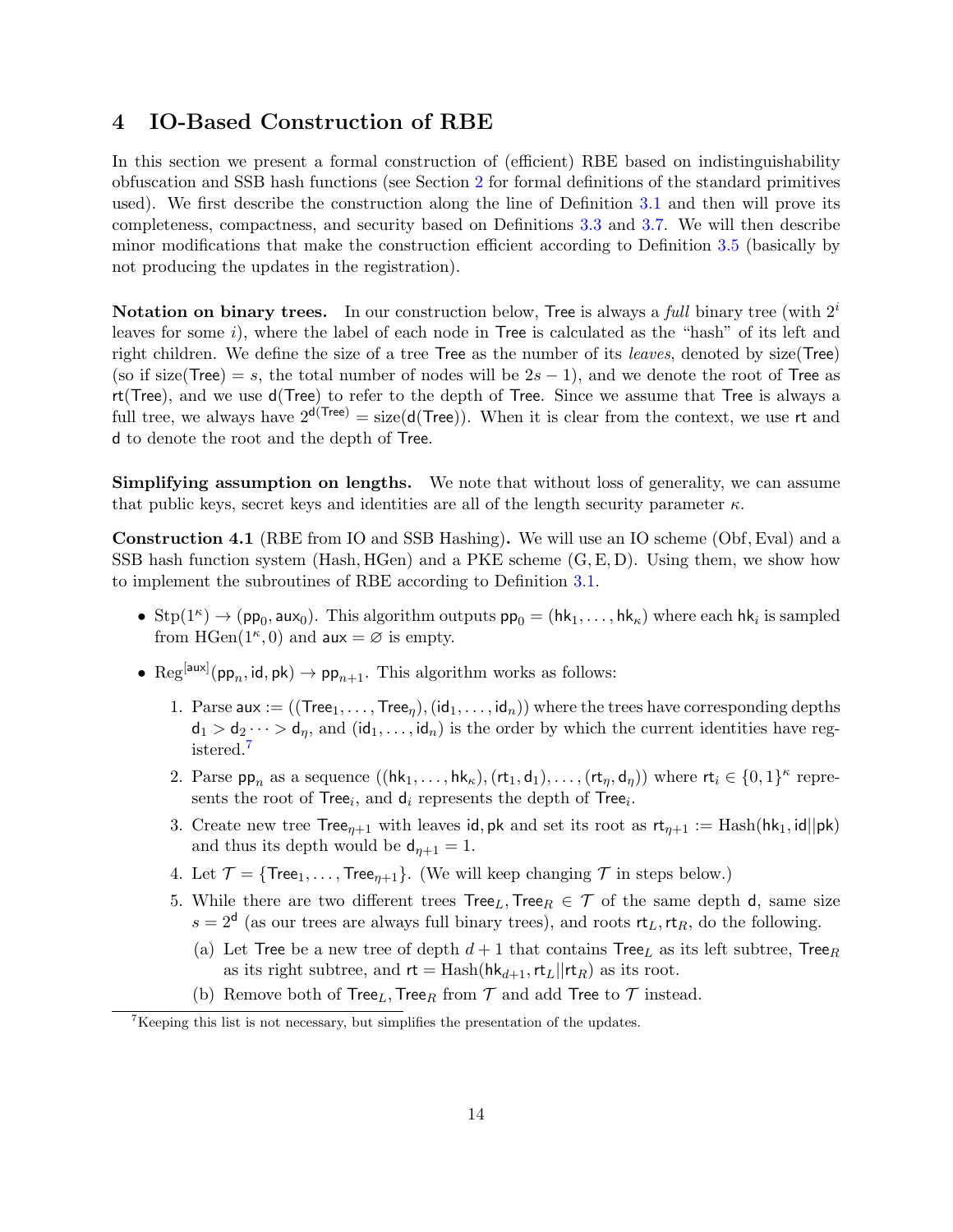## 4 IO-Based Construction of RBE

In this section we present a formal construction of (efficient) RBE based on indistinguishability obfuscation and SSB hash functions (see Section 2 for formal definitions of the standard primitives used). We first describe the construction along the line of Definition 3.1 and then will prove its completeness, compactness, and security based on Definitions 3.3 and 3.7. We will then describe minor modifications that make the construction efficient according to Definition 3.5 (basically by not producing the updates in the registration).

**Notation on binary trees.** In our construction below, $\mathsf{Tree}$ is always a *full* binary tree (with $2^i$ leaves for some $i$), where the label of each node in $\mathsf{Tree}$ is calculated as the "hash" of its left and right children. We define the size of a tree $\mathsf{Tree}$ as the number of its *leaves*, denoted by $\mathrm{size}(\mathsf{Tree})$ (so if $\mathrm{size}(\mathsf{Tree}) = s$, the total number of nodes will be $2s - 1$), and we denote the root of $\mathsf{Tree}$ as $\mathsf{rt}(\mathsf{Tree})$, and we use $\mathsf{d}(\mathsf{Tree})$ to refer to the depth of $\mathsf{Tree}$. Since we assume that $\mathsf{Tree}$ is always a full tree, we always have $2^{\mathsf{d}(\mathsf{Tree})} = \mathrm{size}(\mathsf{d}(\mathsf{Tree}))$. When it is clear from the context, we use $\mathsf{rt}$ and $\mathsf{d}$ to denote the root and the depth of $\mathsf{Tree}$.

**Simplifying assumption on lengths.** We note that without loss of generality, we can assume that public keys, secret keys and identities are all of the length security parameter $\kappa$.

**Construction 4.1** (RBE from IO and SSB Hashing)**.** We will use an IO scheme $(\mathrm{Obf}, \mathrm{Eval})$ and a SSB hash function system $(\mathrm{Hash}, \mathrm{HGen})$ and a PKE scheme $(\mathrm{G}, \mathrm{E}, \mathrm{D})$. Using them, we show how to implement the subroutines of RBE according to Definition 3.1.

- $\mathrm{Stp}(1^\kappa) \to (\mathsf{pp}_0, \mathsf{aux}_0)$. This algorithm outputs $\mathsf{pp}_0 = (\mathsf{hk}_1, \ldots, \mathsf{hk}_\kappa)$ where each $\mathsf{hk}_i$ is sampled from $\mathrm{HGen}(1^\kappa, 0)$ and $\mathsf{aux} = \varnothing$ is empty.
- $\mathrm{Reg}^{[\mathsf{aux}]}(\mathsf{pp}_n, \mathsf{id}, \mathsf{pk}) \to \mathsf{pp}_{n+1}$. This algorithm works as follows:
  1. Parse $\mathsf{aux} := ((\mathsf{Tree}_1, \ldots, \mathsf{Tree}_\eta), (\mathsf{id}_1, \ldots, \mathsf{id}_n))$ where the trees have corresponding depths $\mathsf{d}_1 > \mathsf{d}_2 \cdots > \mathsf{d}_\eta$, and $(\mathsf{id}_1, \ldots, \mathsf{id}_n)$ is the order by which the current identities have registered.[7]
  2. Parse $\mathsf{pp}_n$ as a sequence $((\mathsf{hk}_1, \ldots, \mathsf{hk}_\kappa), (\mathsf{rt}_1, \mathsf{d}_1), \ldots, (\mathsf{rt}_\eta, \mathsf{d}_\eta))$ where $\mathsf{rt}_i \in \{0,1\}^\kappa$ represents the root of $\mathsf{Tree}_i$, and $\mathsf{d}_i$ represents the depth of $\mathsf{Tree}_i$.
  3. Create new tree $\mathsf{Tree}_{\eta+1}$ with leaves $\mathsf{id}, \mathsf{pk}$ and set its root as $\mathsf{rt}_{\eta+1} := \mathrm{Hash}(\mathsf{hk}_1, \mathsf{id}||\mathsf{pk})$ and thus its depth would be $\mathsf{d}_{\eta+1} = 1$.
  4. Let $\mathcal{T} = \{\mathsf{Tree}_1, \ldots, \mathsf{Tree}_{\eta+1}\}$. (We will keep changing $\mathcal{T}$ in steps below.)
  5. While there are two different trees $\mathsf{Tree}_L, \mathsf{Tree}_R \in \mathcal{T}$ of the same depth $\mathsf{d}$, same size $s = 2^{\mathsf{d}}$ (as our trees are always full binary trees), and roots $\mathsf{rt}_L, \mathsf{rt}_R$, do the following.
     (a) Let $\mathsf{Tree}$ be a new tree of depth $d+1$ that contains $\mathsf{Tree}_L$ as its left subtree, $\mathsf{Tree}_R$ as its right subtree, and $\mathsf{rt} = \mathrm{Hash}(\mathsf{hk}_{d+1}, \mathsf{rt}_L||\mathsf{rt}_R)$ as its root.
     (b) Remove both of $\mathsf{Tree}_L, \mathsf{Tree}_R$ from $\mathcal{T}$ and add $\mathsf{Tree}$ to $\mathcal{T}$ instead.

[7] Keeping this list is not necessary, but simplifies the presentation of the updates.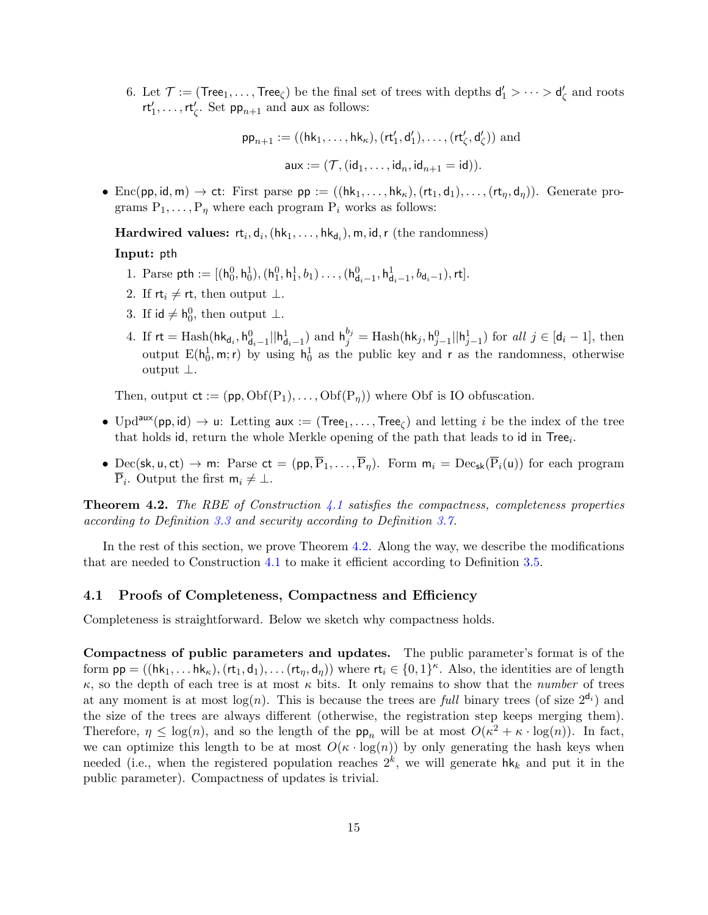6. Let $\mathcal{T} := (\mathsf{Tree}_1, \ldots, \mathsf{Tree}_\zeta)$ be the final set of trees with depths $\mathsf{d}'_1 > \cdots > \mathsf{d}'_\zeta$ and roots $\mathsf{rt}'_1, \ldots, \mathsf{rt}'_\zeta$. Set $\mathsf{pp}_{n+1}$ and $\mathsf{aux}$ as follows:

$$\mathsf{pp}_{n+1} := ((\mathsf{hk}_1, \ldots, \mathsf{hk}_\kappa), (\mathsf{rt}'_1, \mathsf{d}'_1), \ldots, (\mathsf{rt}'_\zeta, \mathsf{d}'_\zeta)) \text{ and}$$

$$\mathsf{aux} := (\mathcal{T}, (\mathsf{id}_1, \ldots, \mathsf{id}_n, \mathsf{id}_{n+1} = \mathsf{id})).$$

- $\mathrm{Enc}(\mathsf{pp}, \mathsf{id}, \mathsf{m}) \to \mathsf{ct}$: First parse $\mathsf{pp} := ((\mathsf{hk}_1, \ldots, \mathsf{hk}_\kappa), (\mathsf{rt}_1, \mathsf{d}_1), \ldots, (\mathsf{rt}_\eta, \mathsf{d}_\eta))$. Generate programs $\mathrm{P}_1, \ldots, \mathrm{P}_\eta$ where each program $\mathrm{P}_i$ works as follows:

  **Hardwired values:** $\mathsf{rt}_i, \mathsf{d}_i, (\mathsf{hk}_1, \ldots, \mathsf{hk}_{\mathsf{d}_i}), \mathsf{m}, \mathsf{id}, \mathsf{r}$ (the randomness)

  **Input:** $\mathsf{pth}$

  1. Parse $\mathsf{pth} := [(\mathsf{h}_0^0, \mathsf{h}_0^1), (\mathsf{h}_1^0, \mathsf{h}_1^1, b_1) \ldots, (\mathsf{h}_{\mathsf{d}_i-1}^0, \mathsf{h}_{\mathsf{d}_i-1}^1, b_{\mathsf{d}_i-1}), \mathsf{rt}]$.
  2. If $\mathsf{rt}_i \neq \mathsf{rt}$, then output $\perp$.
  3. If $\mathsf{id} \neq \mathsf{h}_0^0$, then output $\perp$.
  4. If $\mathsf{rt} = \mathrm{Hash}(\mathsf{hk}_{\mathsf{d}_i}, \mathsf{h}_{\mathsf{d}_i-1}^0 || \mathsf{h}_{\mathsf{d}_i-1}^1)$ and $\mathsf{h}_j^{b_j} = \mathrm{Hash}(\mathsf{hk}_j, \mathsf{h}_{j-1}^0 || \mathsf{h}_{j-1}^1)$ for *all* $j \in [\mathsf{d}_i - 1]$, then output $\mathrm{E}(\mathsf{h}_0^1, \mathsf{m}; \mathsf{r})$ by using $\mathsf{h}_0^1$ as the public key and $\mathsf{r}$ as the randomness, otherwise output $\perp$.

  Then, output $\mathsf{ct} := (\mathsf{pp}, \mathrm{Obf}(\mathrm{P}_1), \ldots, \mathrm{Obf}(\mathrm{P}_\eta))$ where Obf is IO obfuscation.

- $\mathrm{Upd}^{\mathsf{aux}}(\mathsf{pp}, \mathsf{id}) \to \mathsf{u}$: Letting $\mathsf{aux} := (\mathsf{Tree}_1, \ldots, \mathsf{Tree}_\zeta)$ and letting $i$ be the index of the tree that holds $\mathsf{id}$, return the whole Merkle opening of the path that leads to $\mathsf{id}$ in $\mathsf{Tree}_i$.

- $\mathrm{Dec}(\mathsf{sk}, \mathsf{u}, \mathsf{ct}) \to \mathsf{m}$: Parse $\mathsf{ct} = (\mathsf{pp}, \overline{\mathrm{P}}_1, \ldots, \overline{\mathrm{P}}_\eta)$. Form $\mathsf{m}_i = \mathrm{Dec}_{\mathsf{sk}}(\overline{\mathrm{P}}_i(\mathsf{u}))$ for each program $\overline{\mathrm{P}}_i$. Output the first $\mathsf{m}_i \neq \perp$.

**Theorem 4.2.** *The RBE of Construction 4.1 satisfies the compactness, completeness properties according to Definition 3.3 and security according to Definition 3.7.*

In the rest of this section, we prove Theorem 4.2. Along the way, we describe the modifications that are needed to Construction 4.1 to make it efficient according to Definition 3.5.

## 4.1 Proofs of Completeness, Compactness and Efficiency

Completeness is straightforward. Below we sketch why compactness holds.

**Compactness of public parameters and updates.** The public parameter's format is of the form $\mathsf{pp} = ((\mathsf{hk}_1, \ldots \mathsf{hk}_\kappa), (\mathsf{rt}_1, \mathsf{d}_1), \ldots (\mathsf{rt}_\eta, \mathsf{d}_\eta))$ where $\mathsf{rt}_i \in \{0,1\}^\kappa$. Also, the identities are of length $\kappa$, so the depth of each tree is at most $\kappa$ bits. It only remains to show that the *number* of trees at any moment is at most $\log(n)$. This is because the trees are *full* binary trees (of size $2^{\mathsf{d}_i}$) and the size of the trees are always different (otherwise, the registration step keeps merging them). Therefore, $\eta \leq \log(n)$, and so the length of the $\mathsf{pp}_n$ will be at most $O(\kappa^2 + \kappa \cdot \log(n))$. In fact, we can optimize this length to be at most $O(\kappa \cdot \log(n))$ by only generating the hash keys when needed (i.e., when the registered population reaches $2^k$, we will generate $\mathsf{hk}_k$ and put it in the public parameter). Compactness of updates is trivial.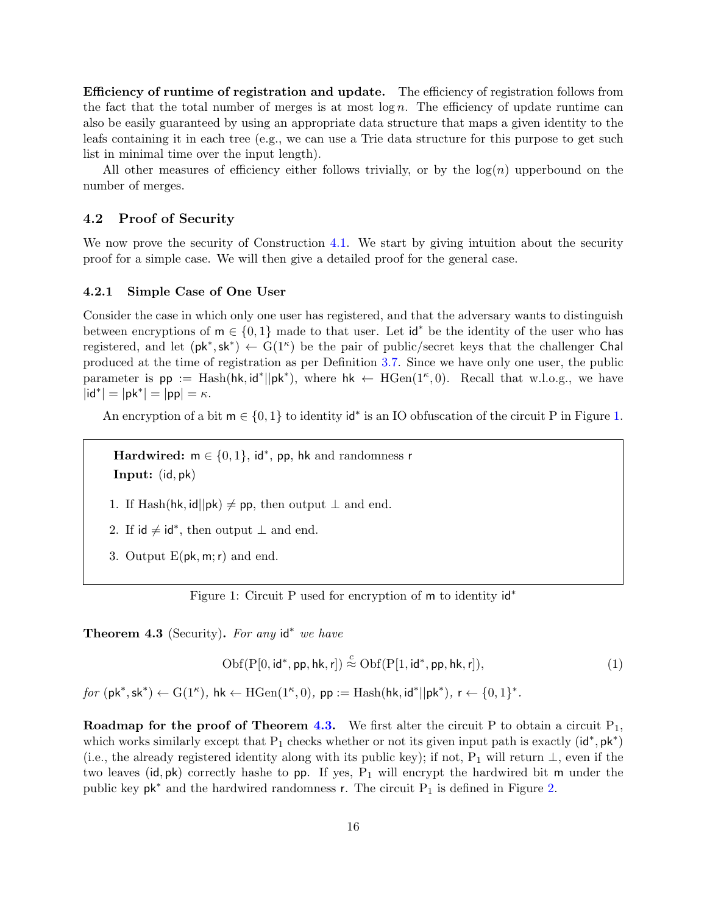**Efficiency of runtime of registration and update.** The efficiency of registration follows from the fact that the total number of merges is at most $\log n$. The efficiency of update runtime can also be easily guaranteed by using an appropriate data structure that maps a given identity to the leafs containing it in each tree (e.g., we can use a Trie data structure for this purpose to get such list in minimal time over the input length).

All other measures of efficiency either follows trivially, or by the $\log(n)$ upperbound on the number of merges.

## 4.2 Proof of Security

We now prove the security of Construction 4.1. We start by giving intuition about the security proof for a simple case. We will then give a detailed proof for the general case.

### 4.2.1 Simple Case of One User

Consider the case in which only one user has registered, and that the adversary wants to distinguish between encryptions of $\mathsf{m} \in \{0,1\}$ made to that user. Let $\mathsf{id}^*$ be the identity of the user who has registered, and let $(\mathsf{pk}^*, \mathsf{sk}^*) \leftarrow \mathrm{G}(1^\kappa)$ be the pair of public/secret keys that the challenger $\mathsf{Chal}$ produced at the time of registration as per Definition 3.7. Since we have only one user, the public parameter is $\mathsf{pp} := \mathrm{Hash}(\mathsf{hk}, \mathsf{id}^* || \mathsf{pk}^*)$, where $\mathsf{hk} \leftarrow \mathrm{HGen}(1^\kappa, 0)$. Recall that w.l.o.g., we have $|\mathsf{id}^*| = |\mathsf{pk}^*| = |\mathsf{pp}| = \kappa$.

An encryption of a bit $\mathsf{m} \in \{0,1\}$ to identity $\mathsf{id}^*$ is an IO obfuscation of the circuit P in Figure 1.

> **Hardwired:** $\mathsf{m} \in \{0,1\}$, $\mathsf{id}^*$, $\mathsf{pp}$, $\mathsf{hk}$ and randomness $\mathsf{r}$
>
> **Input:** $(\mathsf{id}, \mathsf{pk})$
>
> 1. If $\mathrm{Hash}(\mathsf{hk}, \mathsf{id}||\mathsf{pk}) \neq \mathsf{pp}$, then output $\perp$ and end.
> 2. If $\mathsf{id} \neq \mathsf{id}^*$, then output $\perp$ and end.
> 3. Output $\mathrm{E}(\mathsf{pk}, \mathsf{m}; \mathsf{r})$ and end.

Figure 1: Circuit P used for encryption of $\mathsf{m}$ to identity $\mathsf{id}^*$

**Theorem 4.3** (Security)**.** *For any* $\mathsf{id}^*$ *we have*

$$\mathrm{Obf}(\mathrm{P}[0, \mathsf{id}^*, \mathsf{pp}, \mathsf{hk}, \mathsf{r}]) \stackrel{c}{\approx} \mathrm{Obf}(\mathrm{P}[1, \mathsf{id}^*, \mathsf{pp}, \mathsf{hk}, \mathsf{r}]), \tag{1}$$

*for* $(\mathsf{pk}^*, \mathsf{sk}^*) \leftarrow \mathrm{G}(1^\kappa)$, $\mathsf{hk} \leftarrow \mathrm{HGen}(1^\kappa, 0)$, $\mathsf{pp} := \mathrm{Hash}(\mathsf{hk}, \mathsf{id}^* || \mathsf{pk}^*)$, $\mathsf{r} \leftarrow \{0,1\}^*$.

**Roadmap for the proof of Theorem 4.3.** We first alter the circuit P to obtain a circuit $\mathrm{P}_1$, which works similarly except that $\mathrm{P}_1$ checks whether or not its given input path is exactly $(\mathsf{id}^*, \mathsf{pk}^*)$ (i.e., the already registered identity along with its public key); if not, $\mathrm{P}_1$ will return $\perp$, even if the two leaves $(\mathsf{id}, \mathsf{pk})$ correctly hashe to $\mathsf{pp}$. If yes, $\mathrm{P}_1$ will encrypt the hardwired bit $\mathsf{m}$ under the public key $\mathsf{pk}^*$ and the hardwired randomness $\mathsf{r}$. The circuit $\mathrm{P}_1$ is defined in Figure 2.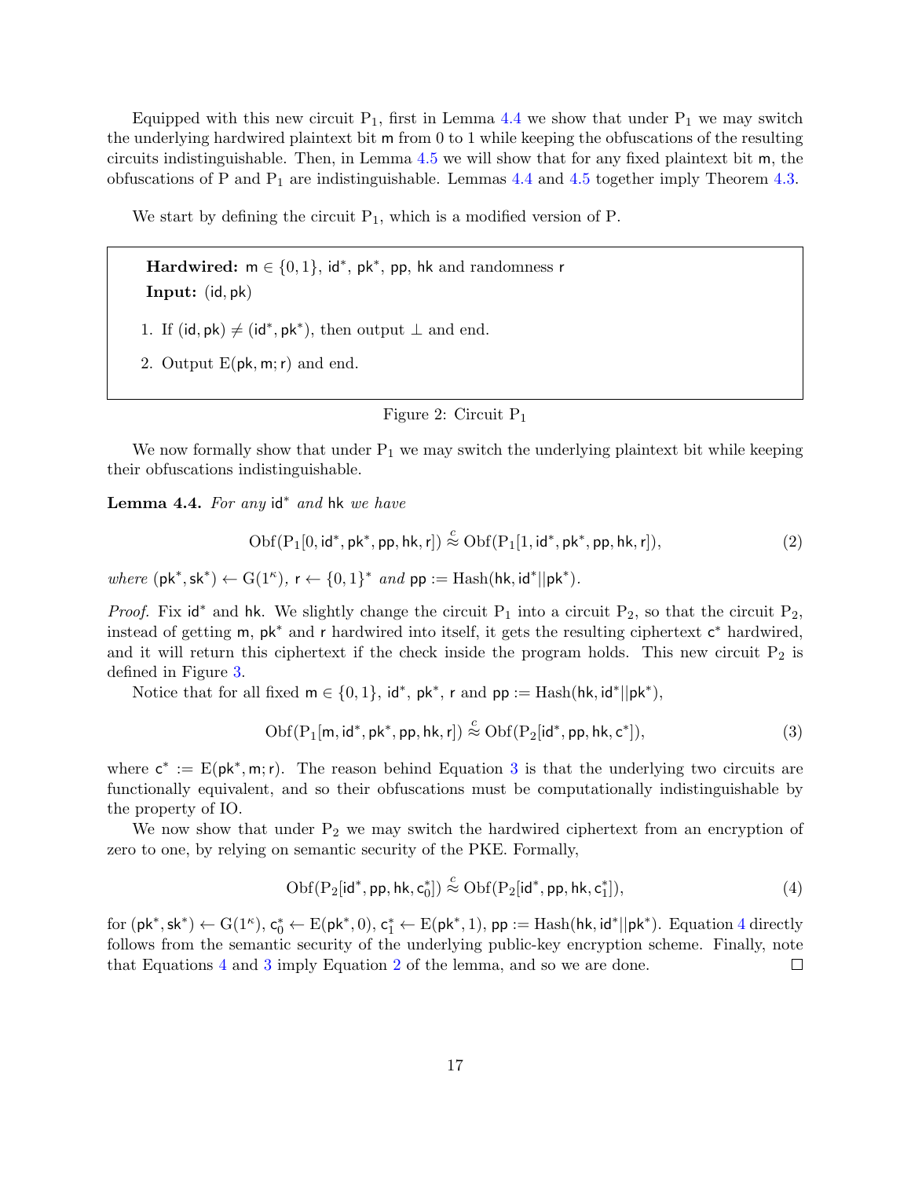Equipped with this new circuit $\mathrm{P}_1$, first in Lemma 4.4 we show that under $\mathrm{P}_1$ we may switch the underlying hardwired plaintext bit $\mathsf{m}$ from 0 to 1 while keeping the obfuscations of the resulting circuits indistinguishable. Then, in Lemma 4.5 we will show that for any fixed plaintext bit $\mathsf{m}$, the obfuscations of P and $\mathrm{P}_1$ are indistinguishable. Lemmas 4.4 and 4.5 together imply Theorem 4.3.

We start by defining the circuit $\mathrm{P}_1$, which is a modified version of P.

> **Hardwired:** $\mathsf{m} \in \{0,1\}$, $\mathsf{id}^*$, $\mathsf{pk}^*$, $\mathsf{pp}$, $\mathsf{hk}$ and randomness $\mathsf{r}$
>
> **Input:** $(\mathsf{id}, \mathsf{pk})$
>
> 1. If $(\mathsf{id}, \mathsf{pk}) \neq (\mathsf{id}^*, \mathsf{pk}^*)$, then output $\perp$ and end.
> 2. Output $\mathrm{E}(\mathsf{pk}, \mathsf{m}; \mathsf{r})$ and end.

Figure 2: Circuit $\mathrm{P}_1$

We now formally show that under $\mathrm{P}_1$ we may switch the underlying plaintext bit while keeping their obfuscations indistinguishable.

**Lemma 4.4.** *For any* $\mathsf{id}^*$ *and* $\mathsf{hk}$ *we have*

$$\mathrm{Obf}(\mathrm{P}_1[0, \mathsf{id}^*, \mathsf{pk}^*, \mathsf{pp}, \mathsf{hk}, \mathsf{r}]) \stackrel{c}{\approx} \mathrm{Obf}(\mathrm{P}_1[1, \mathsf{id}^*, \mathsf{pk}^*, \mathsf{pp}, \mathsf{hk}, \mathsf{r}]), \tag{2}$$

*where* $(\mathsf{pk}^*, \mathsf{sk}^*) \leftarrow \mathrm{G}(1^\kappa)$, $\mathsf{r} \leftarrow \{0,1\}^*$ *and* $\mathsf{pp} := \mathrm{Hash}(\mathsf{hk}, \mathsf{id}^*||\mathsf{pk}^*)$.

*Proof.* Fix $\mathsf{id}^*$ and $\mathsf{hk}$. We slightly change the circuit $\mathrm{P}_1$ into a circuit $\mathrm{P}_2$, so that the circuit $\mathrm{P}_2$, instead of getting $\mathsf{m}$, $\mathsf{pk}^*$ and $\mathsf{r}$ hardwired into itself, it gets the resulting ciphertext $\mathsf{c}^*$ hardwired, and it will return this ciphertext if the check inside the program holds. This new circuit $\mathrm{P}_2$ is defined in Figure 3.

Notice that for all fixed $\mathsf{m} \in \{0,1\}$, $\mathsf{id}^*$, $\mathsf{pk}^*$, $\mathsf{r}$ and $\mathsf{pp} := \mathrm{Hash}(\mathsf{hk}, \mathsf{id}^*||\mathsf{pk}^*)$,

$$\mathrm{Obf}(\mathrm{P}_1[\mathsf{m}, \mathsf{id}^*, \mathsf{pk}^*, \mathsf{pp}, \mathsf{hk}, \mathsf{r}]) \stackrel{c}{\approx} \mathrm{Obf}(\mathrm{P}_2[\mathsf{id}^*, \mathsf{pp}, \mathsf{hk}, \mathsf{c}^*]), \tag{3}$$

where $\mathsf{c}^* := \mathrm{E}(\mathsf{pk}^*, \mathsf{m}; \mathsf{r})$. The reason behind Equation 3 is that the underlying two circuits are functionally equivalent, and so their obfuscations must be computationally indistinguishable by the property of IO.

We now show that under $\mathrm{P}_2$ we may switch the hardwired ciphertext from an encryption of zero to one, by relying on semantic security of the PKE. Formally,

$$\mathrm{Obf}(\mathrm{P}_2[\mathsf{id}^*, \mathsf{pp}, \mathsf{hk}, \mathsf{c}_0^*]) \stackrel{c}{\approx} \mathrm{Obf}(\mathrm{P}_2[\mathsf{id}^*, \mathsf{pp}, \mathsf{hk}, \mathsf{c}_1^*]), \tag{4}$$

for $(\mathsf{pk}^*, \mathsf{sk}^*) \leftarrow \mathrm{G}(1^\kappa)$, $\mathsf{c}_0^* \leftarrow \mathrm{E}(\mathsf{pk}^*, 0)$, $\mathsf{c}_1^* \leftarrow \mathrm{E}(\mathsf{pk}^*, 1)$, $\mathsf{pp} := \mathrm{Hash}(\mathsf{hk}, \mathsf{id}^*||\mathsf{pk}^*)$. Equation 4 directly follows from the semantic security of the underlying public-key encryption scheme. Finally, note that Equations 4 and 3 imply Equation 2 of the lemma, and so we are done. $\square$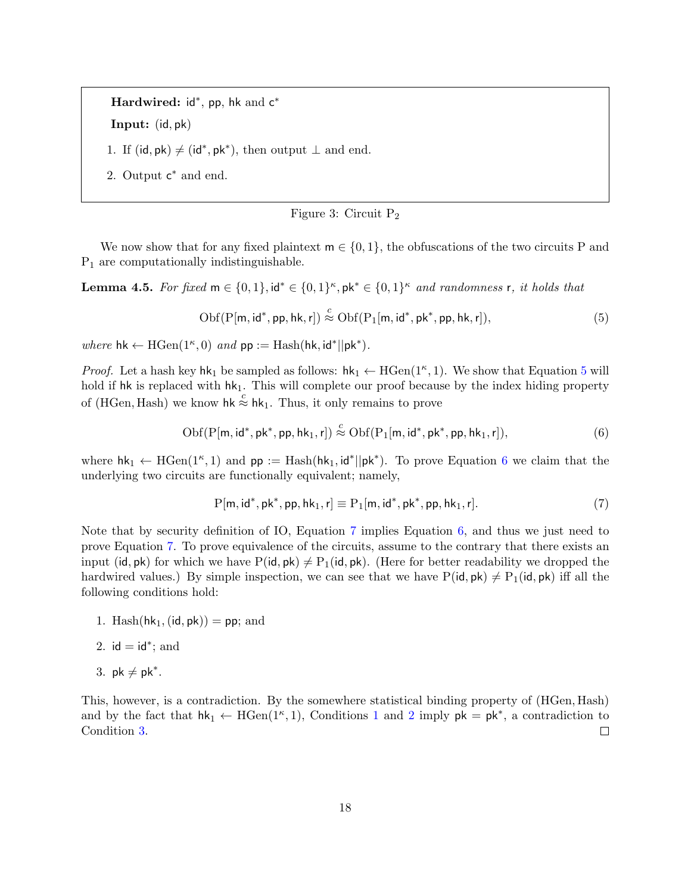**Hardwired:** $\mathsf{id}^*$, $\mathsf{pp}$, $\mathsf{hk}$ and $\mathsf{c}^*$

**Input:** $(\mathsf{id}, \mathsf{pk})$

1. If $(\mathsf{id}, \mathsf{pk}) \neq (\mathsf{id}^*, \mathsf{pk}^*)$, then output $\perp$ and end.
2. Output $\mathsf{c}^*$ and end.

Figure 3: Circuit $\mathrm{P}_2$

We now show that for any fixed plaintext $\mathsf{m} \in \{0, 1\}$, the obfuscations of the two circuits P and $\mathrm{P}_1$ are computationally indistinguishable.

**Lemma 4.5.** *For fixed $\mathsf{m} \in \{0,1\}, \mathsf{id}^* \in \{0,1\}^\kappa, \mathsf{pk}^* \in \{0,1\}^\kappa$ and randomness $\mathsf{r}$, it holds that*

$$\mathrm{Obf}(\mathrm{P}[\mathsf{m}, \mathsf{id}^*, \mathsf{pp}, \mathsf{hk}, \mathsf{r}]) \stackrel{c}{\approx} \mathrm{Obf}(\mathrm{P}_1[\mathsf{m}, \mathsf{id}^*, \mathsf{pk}^*, \mathsf{pp}, \mathsf{hk}, \mathsf{r}]), \tag{5}$$

*where* $\mathsf{hk} \leftarrow \mathrm{HGen}(1^\kappa, 0)$ *and* $\mathsf{pp} := \mathrm{Hash}(\mathsf{hk}, \mathsf{id}^* || \mathsf{pk}^*)$.

*Proof.* Let a hash key $\mathsf{hk}_1$ be sampled as follows: $\mathsf{hk}_1 \leftarrow \mathrm{HGen}(1^\kappa, 1)$. We show that Equation 5 will hold if $\mathsf{hk}$ is replaced with $\mathsf{hk}_1$. This will complete our proof because by the index hiding property of $(\mathrm{HGen}, \mathrm{Hash})$ we know $\mathsf{hk} \stackrel{c}{\approx} \mathsf{hk}_1$. Thus, it only remains to prove

$$\mathrm{Obf}(\mathrm{P}[\mathsf{m}, \mathsf{id}^*, \mathsf{pk}^*, \mathsf{pp}, \mathsf{hk}_1, \mathsf{r}]) \stackrel{c}{\approx} \mathrm{Obf}(\mathrm{P}_1[\mathsf{m}, \mathsf{id}^*, \mathsf{pk}^*, \mathsf{pp}, \mathsf{hk}_1, \mathsf{r}]), \tag{6}$$

where $\mathsf{hk}_1 \leftarrow \mathrm{HGen}(1^\kappa, 1)$ and $\mathsf{pp} := \mathrm{Hash}(\mathsf{hk}_1, \mathsf{id}^* || \mathsf{pk}^*)$. To prove Equation 6 we claim that the underlying two circuits are functionally equivalent; namely,

$$\mathrm{P}[\mathsf{m}, \mathsf{id}^*, \mathsf{pk}^*, \mathsf{pp}, \mathsf{hk}_1, \mathsf{r}] \equiv \mathrm{P}_1[\mathsf{m}, \mathsf{id}^*, \mathsf{pk}^*, \mathsf{pp}, \mathsf{hk}_1, \mathsf{r}]. \tag{7}$$

Note that by security definition of IO, Equation 7 implies Equation 6, and thus we just need to prove Equation 7. To prove equivalence of the circuits, assume to the contrary that there exists an input $(\mathsf{id}, \mathsf{pk})$ for which we have $\mathrm{P}(\mathsf{id}, \mathsf{pk}) \neq \mathrm{P}_1(\mathsf{id}, \mathsf{pk})$. (Here for better readability we dropped the hardwired values.) By simple inspection, we can see that we have $\mathrm{P}(\mathsf{id}, \mathsf{pk}) \neq \mathrm{P}_1(\mathsf{id}, \mathsf{pk})$ iff all the following conditions hold:

1. $\mathrm{Hash}(\mathsf{hk}_1, (\mathsf{id}, \mathsf{pk})) = \mathsf{pp}$; and
2. $\mathsf{id} = \mathsf{id}^*$; and
3. $\mathsf{pk} \neq \mathsf{pk}^*$.

This, however, is a contradiction. By the somewhere statistical binding property of $(\mathrm{HGen}, \mathrm{Hash})$ and by the fact that $\mathsf{hk}_1 \leftarrow \mathrm{HGen}(1^\kappa, 1)$, Conditions 1 and 2 imply $\mathsf{pk} = \mathsf{pk}^*$, a contradiction to Condition 3. □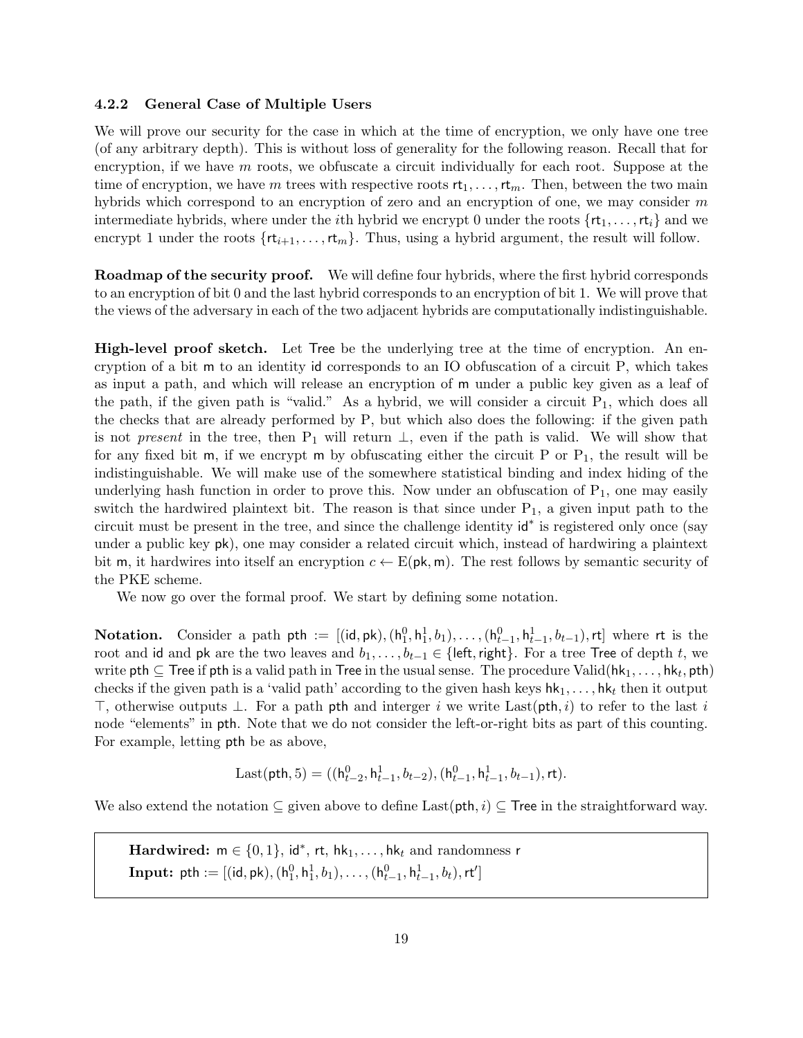### 4.2.2 General Case of Multiple Users

We will prove our security for the case in which at the time of encryption, we only have one tree (of any arbitrary depth). This is without loss of generality for the following reason. Recall that for encryption, if we have $m$ roots, we obfuscate a circuit individually for each root. Suppose at the time of encryption, we have $m$ trees with respective roots $\mathsf{rt}_1, \ldots, \mathsf{rt}_m$. Then, between the two main hybrids which correspond to an encryption of zero and an encryption of one, we may consider $m$ intermediate hybrids, where under the $i$th hybrid we encrypt 0 under the roots $\{\mathsf{rt}_1, \ldots, \mathsf{rt}_i\}$ and we encrypt 1 under the roots $\{\mathsf{rt}_{i+1}, \ldots, \mathsf{rt}_m\}$. Thus, using a hybrid argument, the result will follow.

**Roadmap of the security proof.** We will define four hybrids, where the first hybrid corresponds to an encryption of bit 0 and the last hybrid corresponds to an encryption of bit 1. We will prove that the views of the adversary in each of the two adjacent hybrids are computationally indistinguishable.

**High-level proof sketch.** Let $\mathsf{Tree}$ be the underlying tree at the time of encryption. An encryption of a bit $\mathsf{m}$ to an identity $\mathsf{id}$ corresponds to an IO obfuscation of a circuit P, which takes as input a path, and which will release an encryption of $\mathsf{m}$ under a public key given as a leaf of the path, if the given path is "valid." As a hybrid, we will consider a circuit $\mathrm{P}_1$, which does all the checks that are already performed by P, but which also does the following: if the given path is not *present* in the tree, then $\mathrm{P}_1$ will return $\perp$, even if the path is valid. We will show that for any fixed bit $\mathsf{m}$, if we encrypt $\mathsf{m}$ by obfuscating either the circuit P or $\mathrm{P}_1$, the result will be indistinguishable. We will make use of the somewhere statistical binding and index hiding of the underlying hash function in order to prove this. Now under an obfuscation of $\mathrm{P}_1$, one may easily switch the hardwired plaintext bit. The reason is that since under $\mathrm{P}_1$, a given input path to the circuit must be present in the tree, and since the challenge identity $\mathsf{id}^*$ is registered only once (say under a public key $\mathsf{pk}$), one may consider a related circuit which, instead of hardwiring a plaintext bit $\mathsf{m}$, it hardwires into itself an encryption $c \leftarrow \mathrm{E}(\mathsf{pk}, \mathsf{m})$. The rest follows by semantic security of the PKE scheme.

We now go over the formal proof. We start by defining some notation.

**Notation.** Consider a path $\mathsf{pth} := [(\mathsf{id}, \mathsf{pk}), (\mathsf{h}_1^0, \mathsf{h}_1^1, b_1), \ldots, (\mathsf{h}_{t-1}^0, \mathsf{h}_{t-1}^1, b_{t-1}), \mathsf{rt}]$ where $\mathsf{rt}$ is the root and $\mathsf{id}$ and $\mathsf{pk}$ are the two leaves and $b_1, \ldots, b_{t-1} \in \{\mathsf{left}, \mathsf{right}\}$. For a tree $\mathsf{Tree}$ of depth $t$, we write $\mathsf{pth} \subseteq \mathsf{Tree}$ if $\mathsf{pth}$ is a valid path in $\mathsf{Tree}$ in the usual sense. The procedure $\mathrm{Valid}(\mathsf{hk}_1, \ldots, \mathsf{hk}_t, \mathsf{pth})$ checks if the given path is a 'valid path' according to the given hash keys $\mathsf{hk}_1, \ldots, \mathsf{hk}_t$ then it output $\top$, otherwise outputs $\perp$. For a path $\mathsf{pth}$ and interger $i$ we write $\mathrm{Last}(\mathsf{pth}, i)$ to refer to the last $i$ node "elements" in $\mathsf{pth}$. Note that we do not consider the left-or-right bits as part of this counting. For example, letting $\mathsf{pth}$ be as above,

$$\mathrm{Last}(\mathsf{pth}, 5) = ((\mathsf{h}_{t-2}^0, \mathsf{h}_{t-1}^1, b_{t-2}), (\mathsf{h}_{t-1}^0, \mathsf{h}_{t-1}^1, b_{t-1}), \mathsf{rt}).$$

We also extend the notation $\subseteq$ given above to define $\mathrm{Last}(\mathsf{pth}, i) \subseteq \mathsf{Tree}$ in the straightforward way.

**Hardwired:** $\mathsf{m} \in \{0, 1\}$, $\mathsf{id}^*$, $\mathsf{rt}$, $\mathsf{hk}_1, \ldots, \mathsf{hk}_t$ and randomness $\mathsf{r}$
**Input:** $\mathsf{pth} := [(\mathsf{id}, \mathsf{pk}), (\mathsf{h}_1^0, \mathsf{h}_1^1, b_1), \ldots, (\mathsf{h}_{t-1}^0, \mathsf{h}_{t-1}^1, b_t), \mathsf{rt}']$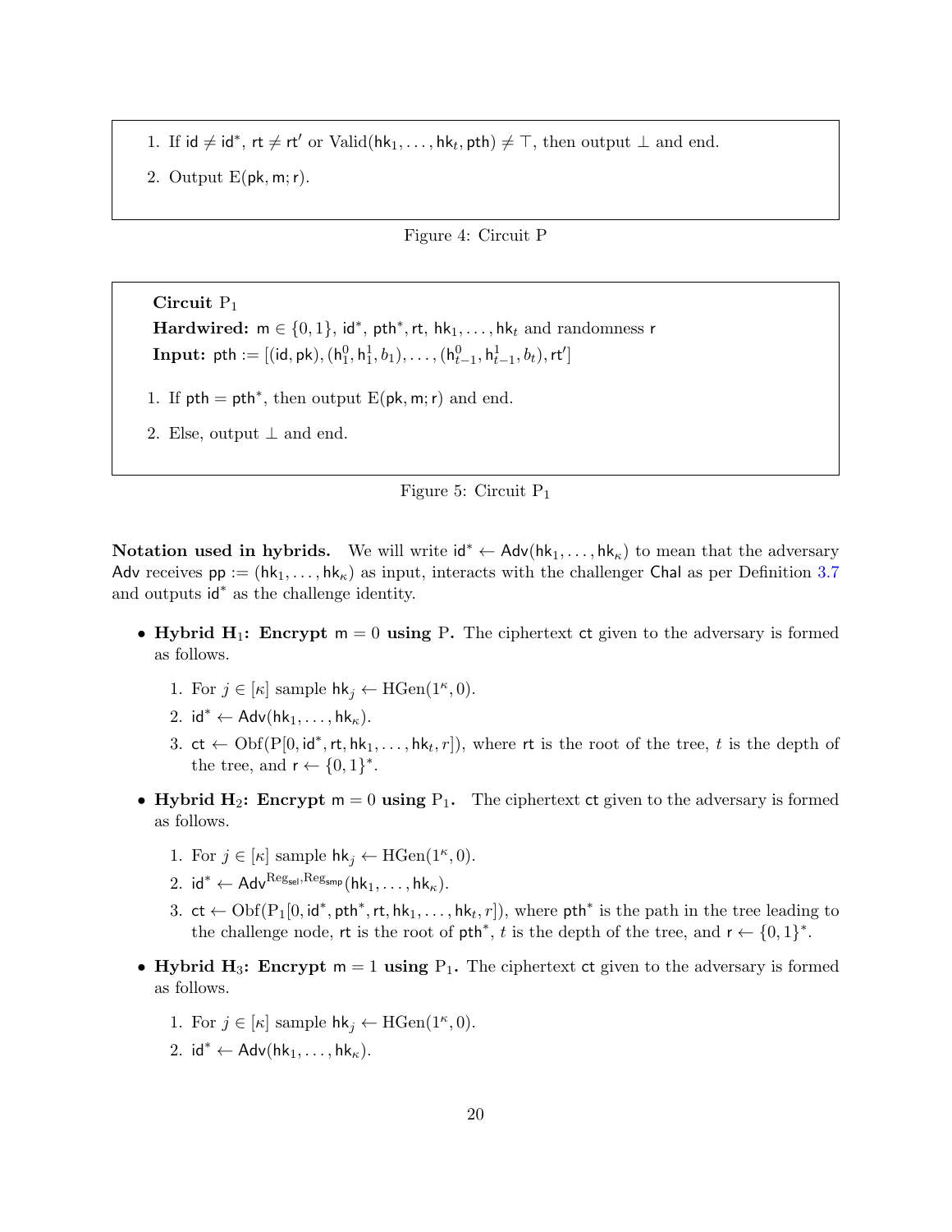1. If $\mathsf{id} \neq \mathsf{id}^*$, $\mathsf{rt} \neq \mathsf{rt}'$ or $\mathrm{Valid}(\mathsf{hk}_1, \ldots, \mathsf{hk}_t, \mathsf{pth}) \neq \top$, then output $\perp$ and end.
2. Output $\mathrm{E}(\mathsf{pk}, \mathsf{m}; \mathsf{r})$.

Figure 4: Circuit P

**Circuit** $\mathrm{P}_1$
**Hardwired:** $\mathsf{m} \in \{0,1\}$, $\mathsf{id}^*$, $\mathsf{pth}^*$, $\mathsf{rt}$, $\mathsf{hk}_1, \ldots, \mathsf{hk}_t$ and randomness $\mathsf{r}$
**Input:** $\mathsf{pth} := [(\mathsf{id}, \mathsf{pk}), (\mathsf{h}_1^0, \mathsf{h}_1^1, b_1), \ldots, (\mathsf{h}_{t-1}^0, \mathsf{h}_{t-1}^1, b_t), \mathsf{rt}']$

1. If $\mathsf{pth} = \mathsf{pth}^*$, then output $\mathrm{E}(\mathsf{pk}, \mathsf{m}; \mathsf{r})$ and end.
2. Else, output $\perp$ and end.

Figure 5: Circuit $\mathrm{P}_1$

**Notation used in hybrids.** We will write $\mathsf{id}^* \leftarrow \mathsf{Adv}(\mathsf{hk}_1, \ldots, \mathsf{hk}_\kappa)$ to mean that the adversary $\mathsf{Adv}$ receives $\mathsf{pp} := (\mathsf{hk}_1, \ldots, \mathsf{hk}_\kappa)$ as input, interacts with the challenger $\mathsf{Chal}$ as per Definition 3.7 and outputs $\mathsf{id}^*$ as the challenge identity.

- **Hybrid $\mathrm{H}_1$: Encrypt $\mathsf{m} = 0$ using P.** The ciphertext $\mathsf{ct}$ given to the adversary is formed as follows.
  1. For $j \in [\kappa]$ sample $\mathsf{hk}_j \leftarrow \mathrm{HGen}(1^\kappa, 0)$.
  2. $\mathsf{id}^* \leftarrow \mathsf{Adv}(\mathsf{hk}_1, \ldots, \mathsf{hk}_\kappa)$.
  3. $\mathsf{ct} \leftarrow \mathrm{Obf}(\mathrm{P}[0, \mathsf{id}^*, \mathsf{rt}, \mathsf{hk}_1, \ldots, \mathsf{hk}_t, r])$, where $\mathsf{rt}$ is the root of the tree, $t$ is the depth of the tree, and $\mathsf{r} \leftarrow \{0,1\}^*$.

- **Hybrid $\mathrm{H}_2$: Encrypt $\mathsf{m} = 0$ using $\mathrm{P}_1$.** The ciphertext $\mathsf{ct}$ given to the adversary is formed as follows.
  1. For $j \in [\kappa]$ sample $\mathsf{hk}_j \leftarrow \mathrm{HGen}(1^\kappa, 0)$.
  2. $\mathsf{id}^* \leftarrow \mathsf{Adv}^{\mathrm{Reg}_{\mathsf{sel}}, \mathrm{Reg}_{\mathsf{smp}}}(\mathsf{hk}_1, \ldots, \mathsf{hk}_\kappa)$.
  3. $\mathsf{ct} \leftarrow \mathrm{Obf}(\mathrm{P}_1[0, \mathsf{id}^*, \mathsf{pth}^*, \mathsf{rt}, \mathsf{hk}_1, \ldots, \mathsf{hk}_t, r])$, where $\mathsf{pth}^*$ is the path in the tree leading to the challenge node, $\mathsf{rt}$ is the root of $\mathsf{pth}^*$, $t$ is the depth of the tree, and $\mathsf{r} \leftarrow \{0,1\}^*$.

- **Hybrid $\mathrm{H}_3$: Encrypt $\mathsf{m} = 1$ using $\mathrm{P}_1$.** The ciphertext $\mathsf{ct}$ given to the adversary is formed as follows.
  1. For $j \in [\kappa]$ sample $\mathsf{hk}_j \leftarrow \mathrm{HGen}(1^\kappa, 0)$.
  2. $\mathsf{id}^* \leftarrow \mathsf{Adv}(\mathsf{hk}_1, \ldots, \mathsf{hk}_\kappa)$.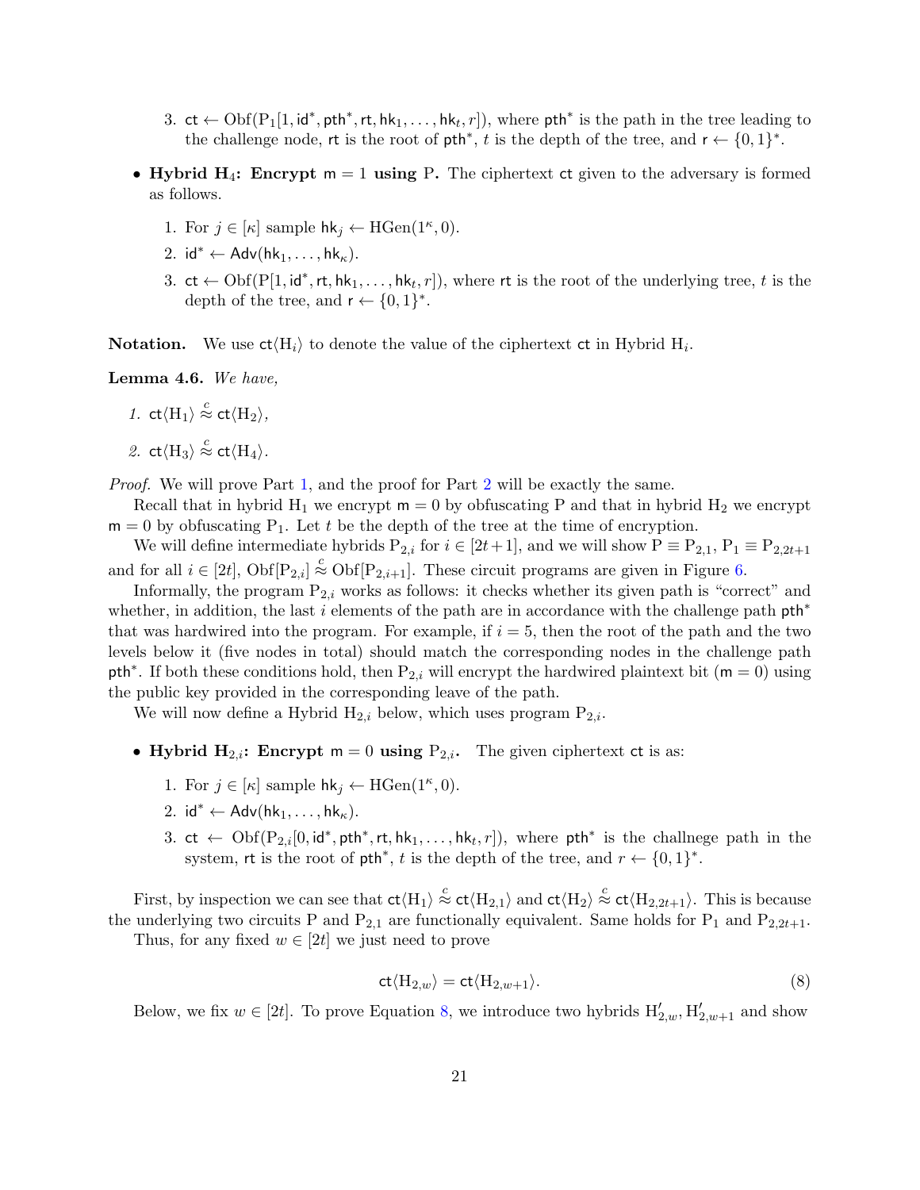3. $\mathsf{ct} \leftarrow \mathrm{Obf}(\mathrm{P}_1[1, \mathsf{id}^*, \mathsf{pth}^*, \mathsf{rt}, \mathsf{hk}_1, \ldots, \mathsf{hk}_t, r])$, where $\mathsf{pth}^*$ is the path in the tree leading to the challenge node, $\mathsf{rt}$ is the root of $\mathsf{pth}^*$, $t$ is the depth of the tree, and $\mathsf{r} \leftarrow \{0,1\}^*$.

- **Hybrid $\mathrm{H}_4$: Encrypt $\mathsf{m} = 1$ using P.** The ciphertext $\mathsf{ct}$ given to the adversary is formed as follows.
  1. For $j \in [\kappa]$ sample $\mathsf{hk}_j \leftarrow \mathrm{HGen}(1^\kappa, 0)$.
  2. $\mathsf{id}^* \leftarrow \mathsf{Adv}(\mathsf{hk}_1, \ldots, \mathsf{hk}_\kappa)$.
  3. $\mathsf{ct} \leftarrow \mathrm{Obf}(\mathrm{P}[1, \mathsf{id}^*, \mathsf{rt}, \mathsf{hk}_1, \ldots, \mathsf{hk}_t, r])$, where $\mathsf{rt}$ is the root of the underlying tree, $t$ is the depth of the tree, and $\mathsf{r} \leftarrow \{0,1\}^*$.

**Notation.** We use $\mathsf{ct}\langle \mathrm{H}_i \rangle$ to denote the value of the ciphertext $\mathsf{ct}$ in Hybrid $\mathrm{H}_i$.

**Lemma 4.6.** *We have,*

1. $\mathsf{ct}\langle \mathrm{H}_1 \rangle \overset{c}{\approx} \mathsf{ct}\langle \mathrm{H}_2 \rangle$,
2. $\mathsf{ct}\langle \mathrm{H}_3 \rangle \overset{c}{\approx} \mathsf{ct}\langle \mathrm{H}_4 \rangle$.

*Proof.* We will prove Part 1, and the proof for Part 2 will be exactly the same.

Recall that in hybrid $\mathrm{H}_1$ we encrypt $\mathsf{m} = 0$ by obfuscating P and that in hybrid $\mathrm{H}_2$ we encrypt $\mathsf{m} = 0$ by obfuscating $\mathrm{P}_1$. Let $t$ be the depth of the tree at the time of encryption.

We will define intermediate hybrids $\mathrm{P}_{2,i}$ for $i \in [2t+1]$, and we will show $\mathrm{P} \equiv \mathrm{P}_{2,1}$, $\mathrm{P}_1 \equiv \mathrm{P}_{2,2t+1}$ and for all $i \in [2t]$, $\mathrm{Obf}[\mathrm{P}_{2,i}] \overset{c}{\approx} \mathrm{Obf}[\mathrm{P}_{2,i+1}]$. These circuit programs are given in Figure 6.

Informally, the program $\mathrm{P}_{2,i}$ works as follows: it checks whether its given path is "correct" and whether, in addition, the last $i$ elements of the path are in accordance with the challenge path $\mathsf{pth}^*$ that was hardwired into the program. For example, if $i = 5$, then the root of the path and the two levels below it (five nodes in total) should match the corresponding nodes in the challenge path $\mathsf{pth}^*$. If both these conditions hold, then $\mathrm{P}_{2,i}$ will encrypt the hardwired plaintext bit ($\mathsf{m} = 0$) using the public key provided in the corresponding leave of the path.

We will now define a Hybrid $\mathrm{H}_{2,i}$ below, which uses program $\mathrm{P}_{2,i}$.

- **Hybrid $\mathrm{H}_{2,i}$: Encrypt $\mathsf{m} = 0$ using $\mathrm{P}_{2,i}$.** The given ciphertext $\mathsf{ct}$ is as:
  1. For $j \in [\kappa]$ sample $\mathsf{hk}_j \leftarrow \mathrm{HGen}(1^\kappa, 0)$.
  2. $\mathsf{id}^* \leftarrow \mathsf{Adv}(\mathsf{hk}_1, \ldots, \mathsf{hk}_\kappa)$.
  3. $\mathsf{ct} \leftarrow \mathrm{Obf}(\mathrm{P}_{2,i}[0, \mathsf{id}^*, \mathsf{pth}^*, \mathsf{rt}, \mathsf{hk}_1, \ldots, \mathsf{hk}_t, r])$, where $\mathsf{pth}^*$ is the challnege path in the system, $\mathsf{rt}$ is the root of $\mathsf{pth}^*$, $t$ is the depth of the tree, and $r \leftarrow \{0,1\}^*$.

First, by inspection we can see that $\mathsf{ct}\langle \mathrm{H}_1 \rangle \overset{c}{\approx} \mathsf{ct}\langle \mathrm{H}_{2,1} \rangle$ and $\mathsf{ct}\langle \mathrm{H}_2 \rangle \overset{c}{\approx} \mathsf{ct}\langle \mathrm{H}_{2,2t+1} \rangle$. This is because the underlying two circuits P and $\mathrm{P}_{2,1}$ are functionally equivalent. Same holds for $\mathrm{P}_1$ and $\mathrm{P}_{2,2t+1}$.

Thus, for any fixed $w \in [2t]$ we just need to prove

$$\mathsf{ct}\langle \mathrm{H}_{2,w} \rangle = \mathsf{ct}\langle \mathrm{H}_{2,w+1} \rangle. \tag{8}$$

Below, we fix $w \in [2t]$. To prove Equation 8, we introduce two hybrids $\mathrm{H}'_{2,w}, \mathrm{H}'_{2,w+1}$ and show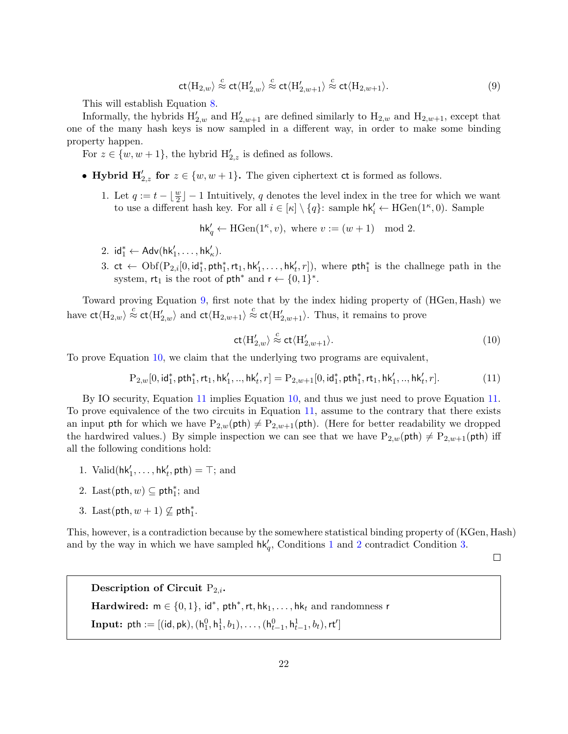$$\mathsf{ct}\langle \mathrm{H}_{2,w}\rangle \overset{c}{\approx} \mathsf{ct}\langle \mathrm{H}'_{2,w}\rangle \overset{c}{\approx} \mathsf{ct}\langle \mathrm{H}'_{2,w+1}\rangle \overset{c}{\approx} \mathsf{ct}\langle \mathrm{H}_{2,w+1}\rangle. \tag{9}$$

This will establish Equation 8.

Informally, the hybrids $\mathrm{H}'_{2,w}$ and $\mathrm{H}'_{2,w+1}$ are defined similarly to $\mathrm{H}_{2,w}$ and $\mathrm{H}_{2,w+1}$, except that one of the many hash keys is now sampled in a different way, in order to make some binding property happen.

For $z \in \{w, w+1\}$, the hybrid $\mathrm{H}'_{2,z}$ is defined as follows.

- **Hybrid $\mathrm{H}'_{2,z}$ for $z \in \{w, w+1\}$.** The given ciphertext $\mathsf{ct}$ is formed as follows.
  1. Let $q := t - \lfloor \frac{w}{2} \rfloor - 1$ Intuitively, $q$ denotes the level index in the tree for which we want to use a different hash key. For all $i \in [\kappa] \setminus \{q\}$: sample $\mathsf{hk}'_i \leftarrow \mathrm{HGen}(1^\kappa, 0)$. Sample
  $$\mathsf{hk}'_q \leftarrow \mathrm{HGen}(1^\kappa, v), \text{ where } v := (w+1) \mod 2.$$
  2. $\mathsf{id}^*_1 \leftarrow \mathsf{Adv}(\mathsf{hk}'_1, \ldots, \mathsf{hk}'_\kappa)$.
  3. $\mathsf{ct} \leftarrow \mathrm{Obf}(\mathrm{P}_{2,i}[0, \mathsf{id}^*_1, \mathsf{pth}^*_1, \mathsf{rt}_1, \mathsf{hk}'_1, \ldots, \mathsf{hk}'_t, r])$, where $\mathsf{pth}^*_1$ is the challnege path in the system, $\mathsf{rt}_1$ is the root of $\mathsf{pth}^*$ and $\mathsf{r} \leftarrow \{0,1\}^*$.

Toward proving Equation 9, first note that by the index hiding property of $(\mathrm{HGen}, \mathrm{Hash})$ we have $\mathsf{ct}\langle \mathrm{H}_{2,w}\rangle \overset{c}{\approx} \mathsf{ct}\langle \mathrm{H}'_{2,w}\rangle$ and $\mathsf{ct}\langle \mathrm{H}_{2,w+1}\rangle \overset{c}{\approx} \mathsf{ct}\langle \mathrm{H}'_{2,w+1}\rangle$. Thus, it remains to prove

$$\mathsf{ct}\langle \mathrm{H}'_{2,w}\rangle \overset{c}{\approx} \mathsf{ct}\langle \mathrm{H}'_{2,w+1}\rangle. \tag{10}$$

To prove Equation 10, we claim that the underlying two programs are equivalent,

$$\mathrm{P}_{2,w}[0, \mathsf{id}^*_1, \mathsf{pth}^*_1, \mathsf{rt}_1, \mathsf{hk}'_1, .., \mathsf{hk}'_t, r] = \mathrm{P}_{2,w+1}[0, \mathsf{id}^*_1, \mathsf{pth}^*_1, \mathsf{rt}_1, \mathsf{hk}'_1, .., \mathsf{hk}'_t, r]. \tag{11}$$

By IO security, Equation 11 implies Equation 10, and thus we just need to prove Equation 11. To prove equivalence of the two circuits in Equation 11, assume to the contrary that there exists an input $\mathsf{pth}$ for which we have $\mathrm{P}_{2,w}(\mathsf{pth}) \neq \mathrm{P}_{2,w+1}(\mathsf{pth})$. (Here for better readability we dropped the hardwired values.) By simple inspection we can see that we have $\mathrm{P}_{2,w}(\mathsf{pth}) \neq \mathrm{P}_{2,w+1}(\mathsf{pth})$ iff all the following conditions hold:

1. $\mathrm{Valid}(\mathsf{hk}'_1, \ldots, \mathsf{hk}'_t, \mathsf{pth}) = \top$; and
2. $\mathrm{Last}(\mathsf{pth}, w) \subseteq \mathsf{pth}^*_1$; and
3. $\mathrm{Last}(\mathsf{pth}, w+1) \not\subseteq \mathsf{pth}^*_1$.

This, however, is a contradiction because by the somewhere statistical binding property of $(\mathrm{KGen}, \mathrm{Hash})$ and by the way in which we have sampled $\mathsf{hk}'_q$, Conditions 1 and 2 contradict Condition 3.

□

---

**Description of Circuit $\mathrm{P}_{2,i}$.**

**Hardwired:** $\mathsf{m} \in \{0,1\}$, $\mathsf{id}^*$, $\mathsf{pth}^*$, $\mathsf{rt}, \mathsf{hk}_1, \ldots, \mathsf{hk}_t$ and randomness $\mathsf{r}$

**Input:** $\mathsf{pth} := [(\mathsf{id}, \mathsf{pk}), (\mathsf{h}^0_1, \mathsf{h}^1_1, b_1), \ldots, (\mathsf{h}^0_{t-1}, \mathsf{h}^1_{t-1}, b_t), \mathsf{rt}']$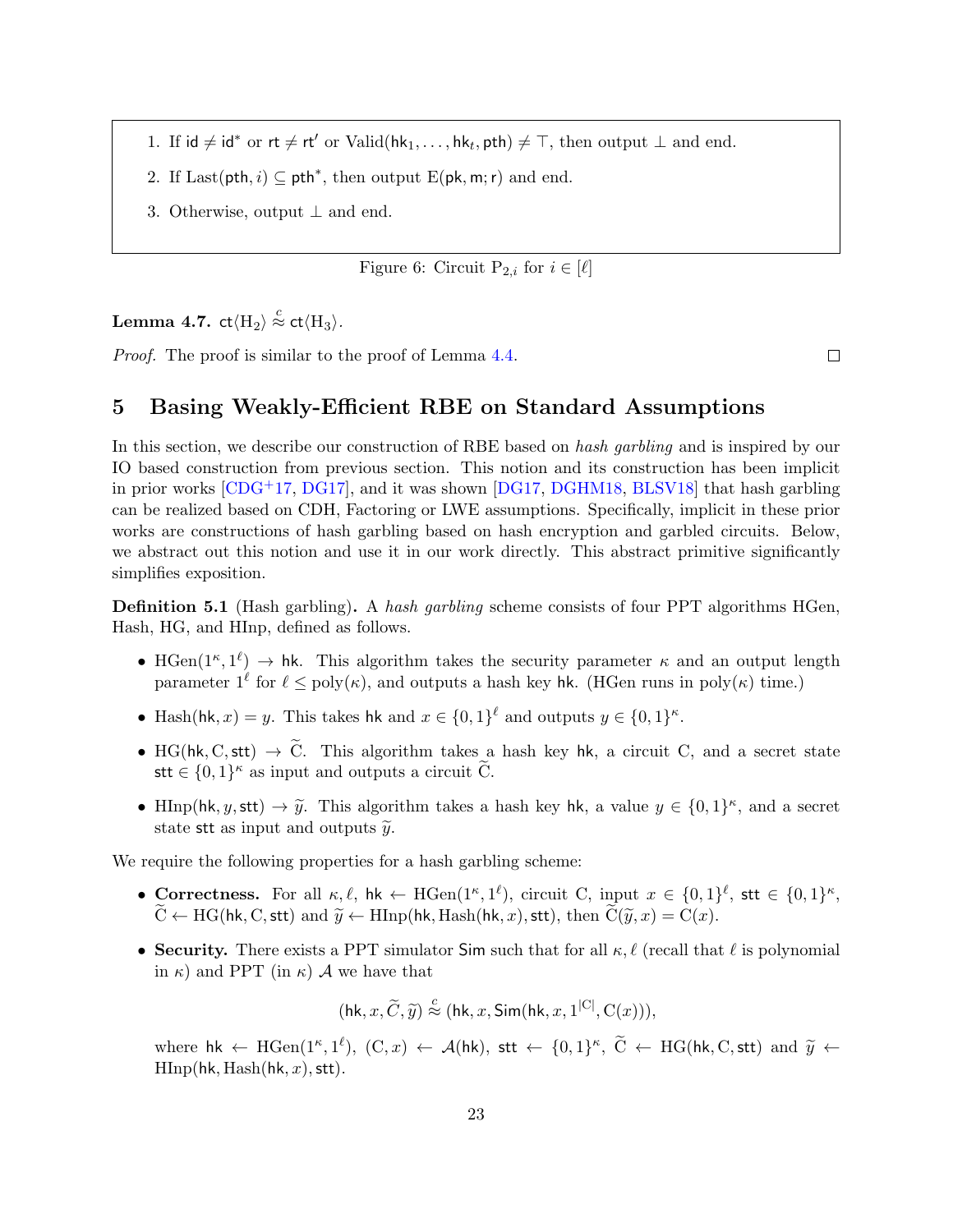1. If $\mathsf{id} \neq \mathsf{id}^*$ or $\mathsf{rt} \neq \mathsf{rt}'$ or $\mathrm{Valid}(\mathsf{hk}_1, \ldots, \mathsf{hk}_t, \mathsf{pth}) \neq \top$, then output $\perp$ and end.
2. If $\mathrm{Last}(\mathsf{pth}, i) \subseteq \mathsf{pth}^*$, then output $\mathrm{E}(\mathsf{pk}, \mathsf{m}; \mathsf{r})$ and end.
3. Otherwise, output $\perp$ and end.

Figure 6: Circuit $\mathrm{P}_{2,i}$ for $i \in [\ell]$

**Lemma 4.7.** $\mathsf{ct}\langle \mathrm{H}_2 \rangle \stackrel{c}{\approx} \mathsf{ct}\langle \mathrm{H}_3 \rangle$.

*Proof.* The proof is similar to the proof of Lemma 4.4. □

## 5 Basing Weakly-Efficient RBE on Standard Assumptions

In this section, we describe our construction of RBE based on *hash garbling* and is inspired by our IO based construction from previous section. This notion and its construction has been implicit in prior works [CDG+17, DG17], and it was shown [DG17, DGHM18, BLSV18] that hash garbling can be realized based on CDH, Factoring or LWE assumptions. Specifically, implicit in these prior works are constructions of hash garbling based on hash encryption and garbled circuits. Below, we abstract out this notion and use it in our work directly. This abstract primitive significantly simplifies exposition.

**Definition 5.1** (Hash garbling)**.** A *hash garbling* scheme consists of four PPT algorithms HGen, Hash, HG, and HInp, defined as follows.

- $\mathrm{HGen}(1^\kappa, 1^\ell) \to \mathsf{hk}$. This algorithm takes the security parameter $\kappa$ and an output length parameter $1^\ell$ for $\ell \leq \mathrm{poly}(\kappa)$, and outputs a hash key $\mathsf{hk}$. (HGen runs in $\mathrm{poly}(\kappa)$ time.)
- $\mathrm{Hash}(\mathsf{hk}, x) = y$. This takes $\mathsf{hk}$ and $x \in \{0,1\}^\ell$ and outputs $y \in \{0,1\}^\kappa$.
- $\mathrm{HG}(\mathsf{hk}, \mathrm{C}, \mathsf{stt}) \to \widetilde{\mathrm{C}}$. This algorithm takes a hash key $\mathsf{hk}$, a circuit $\mathrm{C}$, and a secret state $\mathsf{stt} \in \{0,1\}^\kappa$ as input and outputs a circuit $\widetilde{\mathrm{C}}$.
- $\mathrm{HInp}(\mathsf{hk}, y, \mathsf{stt}) \to \widetilde{y}$. This algorithm takes a hash key $\mathsf{hk}$, a value $y \in \{0,1\}^\kappa$, and a secret state $\mathsf{stt}$ as input and outputs $\widetilde{y}$.

We require the following properties for a hash garbling scheme:

- **Correctness.** For all $\kappa, \ell$, $\mathsf{hk} \leftarrow \mathrm{HGen}(1^\kappa, 1^\ell)$, circuit $\mathrm{C}$, input $x \in \{0,1\}^\ell$, $\mathsf{stt} \in \{0,1\}^\kappa$, $\widetilde{\mathrm{C}} \leftarrow \mathrm{HG}(\mathsf{hk}, \mathrm{C}, \mathsf{stt})$ and $\widetilde{y} \leftarrow \mathrm{HInp}(\mathsf{hk}, \mathrm{Hash}(\mathsf{hk}, x), \mathsf{stt})$, then $\widetilde{\mathrm{C}}(\widetilde{y}, x) = \mathrm{C}(x)$.
- **Security.** There exists a PPT simulator $\mathsf{Sim}$ such that for all $\kappa, \ell$ (recall that $\ell$ is polynomial in $\kappa$) and PPT (in $\kappa$) $\mathcal{A}$ we have that

$$(\mathsf{hk}, x, \widetilde{C}, \widetilde{y}) \stackrel{c}{\approx} (\mathsf{hk}, x, \mathsf{Sim}(\mathsf{hk}, x, 1^{|\mathrm{C}|}, \mathrm{C}(x))),$$

where $\mathsf{hk} \leftarrow \mathrm{HGen}(1^\kappa, 1^\ell)$, $(\mathrm{C}, x) \leftarrow \mathcal{A}(\mathsf{hk})$, $\mathsf{stt} \leftarrow \{0,1\}^\kappa$, $\widetilde{\mathrm{C}} \leftarrow \mathrm{HG}(\mathsf{hk}, \mathrm{C}, \mathsf{stt})$ and $\widetilde{y} \leftarrow \mathrm{HInp}(\mathsf{hk}, \mathrm{Hash}(\mathsf{hk}, x), \mathsf{stt})$.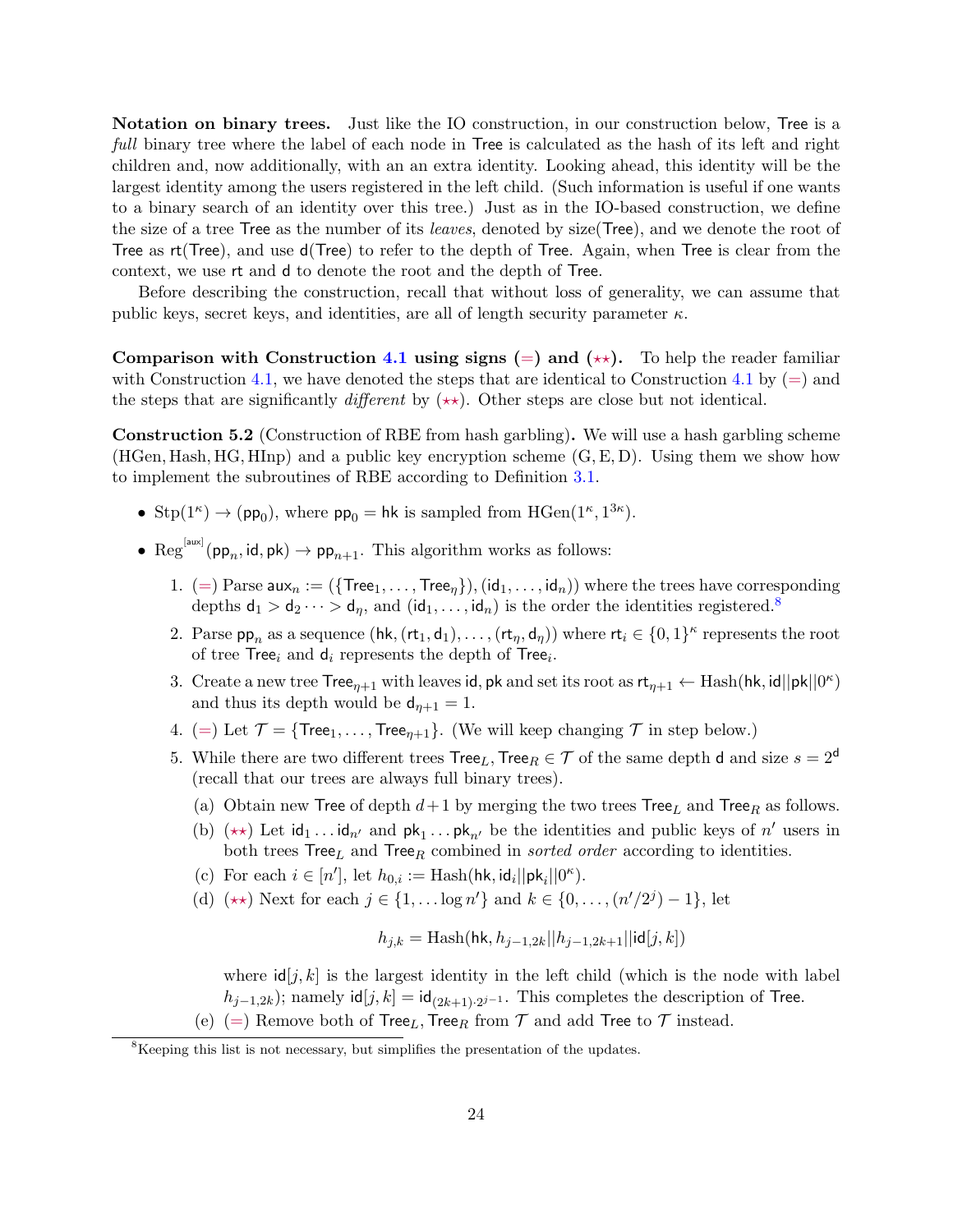**Notation on binary trees.** Just like the IO construction, in our construction below, $\mathsf{Tree}$ is a *full* binary tree where the label of each node in $\mathsf{Tree}$ is calculated as the hash of its left and right children and, now additionally, with an an extra identity. Looking ahead, this identity will be the largest identity among the users registered in the left child. (Such information is useful if one wants to a binary search of an identity over this tree.) Just as in the IO-based construction, we define the size of a tree $\mathsf{Tree}$ as the number of its *leaves*, denoted by $\mathsf{size}(\mathsf{Tree})$, and we denote the root of $\mathsf{Tree}$ as $\mathsf{rt}(\mathsf{Tree})$, and use $\mathsf{d}(\mathsf{Tree})$ to refer to the depth of $\mathsf{Tree}$. Again, when $\mathsf{Tree}$ is clear from the context, we use $\mathsf{rt}$ and $\mathsf{d}$ to denote the root and the depth of $\mathsf{Tree}$.

Before describing the construction, recall that without loss of generality, we can assume that public keys, secret keys, and identities, are all of length security parameter $\kappa$.

**Comparison with Construction 4.1 using signs (=) and ($\star\star$).** To help the reader familiar with Construction 4.1, we have denoted the steps that are identical to Construction 4.1 by (=) and the steps that are significantly *different* by ($\star\star$). Other steps are close but not identical.

**Construction 5.2** (Construction of RBE from hash garbling)**.** We will use a hash garbling scheme (HGen, Hash, HG, HInp) and a public key encryption scheme (G, E, D). Using them we show how to implement the subroutines of RBE according to Definition 3.1.

- $\mathrm{Stp}(1^\kappa) \to (\mathsf{pp}_0)$, where $\mathsf{pp}_0 = \mathsf{hk}$ is sampled from $\mathrm{HGen}(1^\kappa, 1^{3\kappa})$.
- $\mathrm{Reg}^{[\mathsf{aux}]}(\mathsf{pp}_n, \mathsf{id}, \mathsf{pk}) \to \mathsf{pp}_{n+1}$. This algorithm works as follows:
  1. (=) Parse $\mathsf{aux}_n := (\{\mathsf{Tree}_1, \ldots, \mathsf{Tree}_\eta\}), (\mathsf{id}_1, \ldots, \mathsf{id}_n))$ where the trees have corresponding depths $\mathsf{d}_1 > \mathsf{d}_2 \cdots > \mathsf{d}_\eta$, and $(\mathsf{id}_1, \ldots, \mathsf{id}_n)$ is the order the identities registered.[8]
  2. Parse $\mathsf{pp}_n$ as a sequence $(\mathsf{hk}, (\mathsf{rt}_1, \mathsf{d}_1), \ldots, (\mathsf{rt}_\eta, \mathsf{d}_\eta))$ where $\mathsf{rt}_i \in \{0,1\}^\kappa$ represents the root of tree $\mathsf{Tree}_i$ and $\mathsf{d}_i$ represents the depth of $\mathsf{Tree}_i$.
  3. Create a new tree $\mathsf{Tree}_{\eta+1}$ with leaves $\mathsf{id}, \mathsf{pk}$ and set its root as $\mathsf{rt}_{\eta+1} \leftarrow \mathrm{Hash}(\mathsf{hk}, \mathsf{id}||\mathsf{pk}||0^\kappa)$ and thus its depth would be $\mathsf{d}_{\eta+1} = 1$.
  4. (=) Let $\mathcal{T} = \{\mathsf{Tree}_1, \ldots, \mathsf{Tree}_{\eta+1}\}$. (We will keep changing $\mathcal{T}$ in step below.)
  5. While there are two different trees $\mathsf{Tree}_L, \mathsf{Tree}_R \in \mathcal{T}$ of the same depth $\mathsf{d}$ and size $s = 2^{\mathsf{d}}$ (recall that our trees are always full binary trees).
     (a) Obtain new $\mathsf{Tree}$ of depth $d+1$ by merging the two trees $\mathsf{Tree}_L$ and $\mathsf{Tree}_R$ as follows.
     (b) ($\star\star$) Let $\mathsf{id}_1 \ldots \mathsf{id}_{n'}$ and $\mathsf{pk}_1 \ldots \mathsf{pk}_{n'}$ be the identities and public keys of $n'$ users in both trees $\mathsf{Tree}_L$ and $\mathsf{Tree}_R$ combined in *sorted order* according to identities.
     (c) For each $i \in [n']$, let $h_{0,i} := \mathrm{Hash}(\mathsf{hk}, \mathsf{id}_i||\mathsf{pk}_i||0^\kappa)$.
     (d) ($\star\star$) Next for each $j \in \{1, \ldots \log n'\}$ and $k \in \{0, \ldots, (n'/2^j) - 1\}$, let
     $$h_{j,k} = \mathrm{Hash}(\mathsf{hk}, h_{j-1,2k}||h_{j-1,2k+1}||\mathsf{id}[j,k])$$
     where $\mathsf{id}[j,k]$ is the largest identity in the left child (which is the node with label $h_{j-1,2k}$); namely $\mathsf{id}[j,k] = \mathsf{id}_{(2k+1)\cdot 2^{j-1}}$. This completes the description of $\mathsf{Tree}$.
     (e) (=) Remove both of $\mathsf{Tree}_L, \mathsf{Tree}_R$ from $\mathcal{T}$ and add $\mathsf{Tree}$ to $\mathcal{T}$ instead.

[8] Keeping this list is not necessary, but simplifies the presentation of the updates.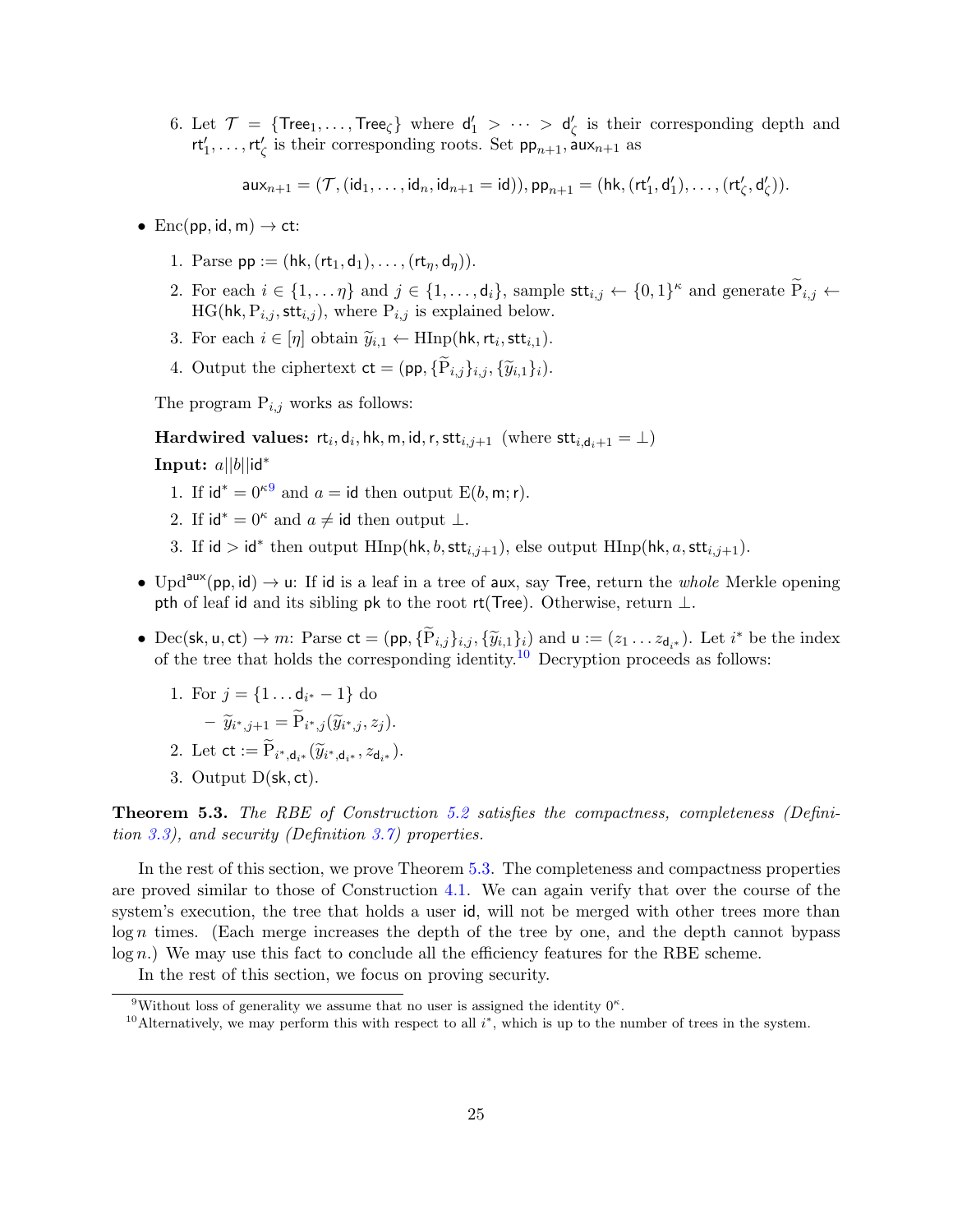6. Let $\mathcal{T} = \{\mathsf{Tree}_1, \ldots, \mathsf{Tree}_\zeta\}$ where $\mathsf{d}'_1 > \cdots > \mathsf{d}'_\zeta$ is their corresponding depth and $\mathsf{rt}'_1, \ldots, \mathsf{rt}'_\zeta$ is their corresponding roots. Set $\mathsf{pp}_{n+1}, \mathsf{aux}_{n+1}$ as

$$\mathsf{aux}_{n+1} = (\mathcal{T}, (\mathsf{id}_1, \ldots, \mathsf{id}_n, \mathsf{id}_{n+1} = \mathsf{id})), \mathsf{pp}_{n+1} = (\mathsf{hk}, (\mathsf{rt}'_1, \mathsf{d}'_1), \ldots, (\mathsf{rt}'_\zeta, \mathsf{d}'_\zeta)).$$

- $\mathrm{Enc}(\mathsf{pp}, \mathsf{id}, \mathsf{m}) \to \mathsf{ct}$:
  1. Parse $\mathsf{pp} := (\mathsf{hk}, (\mathsf{rt}_1, \mathsf{d}_1), \ldots, (\mathsf{rt}_\eta, \mathsf{d}_\eta))$.
  2. For each $i \in \{1, \ldots \eta\}$ and $j \in \{1, \ldots, \mathsf{d}_i\}$, sample $\mathsf{stt}_{i,j} \leftarrow \{0,1\}^\kappa$ and generate $\widetilde{\mathrm{P}}_{i,j} \leftarrow \mathrm{HG}(\mathsf{hk}, \mathrm{P}_{i,j}, \mathsf{stt}_{i,j})$, where $\mathrm{P}_{i,j}$ is explained below.
  3. For each $i \in [\eta]$ obtain $\widetilde{y}_{i,1} \leftarrow \mathrm{HInp}(\mathsf{hk}, \mathsf{rt}_i, \mathsf{stt}_{i,1})$.
  4. Output the ciphertext $\mathsf{ct} = (\mathsf{pp}, \{\widetilde{\mathrm{P}}_{i,j}\}_{i,j}, \{\widetilde{y}_{i,1}\}_i)$.

  The program $\mathrm{P}_{i,j}$ works as follows:

  **Hardwired values:** $\mathsf{rt}_i, \mathsf{d}_i, \mathsf{hk}, \mathsf{m}, \mathsf{id}, \mathsf{r}, \mathsf{stt}_{i,j+1}$ (where $\mathsf{stt}_{i,\mathsf{d}_i+1} = \bot$)

  **Input:** $a||b||\mathsf{id}^*$

  1. If $\mathsf{id}^* = 0^\kappa$[9] and $a = \mathsf{id}$ then output $\mathrm{E}(b, \mathsf{m}; \mathsf{r})$.
  2. If $\mathsf{id}^* = 0^\kappa$ and $a \neq \mathsf{id}$ then output $\bot$.
  3. If $\mathsf{id} > \mathsf{id}^*$ then output $\mathrm{HInp}(\mathsf{hk}, b, \mathsf{stt}_{i,j+1})$, else output $\mathrm{HInp}(\mathsf{hk}, a, \mathsf{stt}_{i,j+1})$.

- $\mathrm{Upd}^{\mathsf{aux}}(\mathsf{pp}, \mathsf{id}) \to \mathsf{u}$: If $\mathsf{id}$ is a leaf in a tree of $\mathsf{aux}$, say $\mathsf{Tree}$, return the *whole* Merkle opening $\mathsf{pth}$ of leaf $\mathsf{id}$ and its sibling $\mathsf{pk}$ to the root $\mathsf{rt}(\mathsf{Tree})$. Otherwise, return $\bot$.

- $\mathrm{Dec}(\mathsf{sk}, \mathsf{u}, \mathsf{ct}) \to m$: Parse $\mathsf{ct} = (\mathsf{pp}, \{\widetilde{\mathrm{P}}_{i,j}\}_{i,j}, \{\widetilde{y}_{i,1}\}_i)$ and $\mathsf{u} := (z_1 \ldots z_{\mathsf{d}_{i^*}})$. Let $i^*$ be the index of the tree that holds the corresponding identity.[10] Decryption proceeds as follows:
  1. For $j = \{1 \ldots \mathsf{d}_{i^*} - 1\}$ do
     - $\widetilde{y}_{i^*,j+1} = \widetilde{\mathrm{P}}_{i^*,j}(\widetilde{y}_{i^*,j}, z_j)$.
  2. Let $\mathsf{ct} := \widetilde{\mathrm{P}}_{i^*,\mathsf{d}_{i^*}}(\widetilde{y}_{i^*,\mathsf{d}_{i^*}}, z_{\mathsf{d}_{i^*}})$.
  3. Output $\mathrm{D}(\mathsf{sk}, \mathsf{ct})$.

**Theorem 5.3.** *The RBE of Construction 5.2 satisfies the compactness, completeness (Definition 3.3), and security (Definition 3.7) properties.*

In the rest of this section, we prove Theorem 5.3. The completeness and compactness properties are proved similar to those of Construction 4.1. We can again verify that over the course of the system's execution, the tree that holds a user $\mathsf{id}$, will not be merged with other trees more than $\log n$ times. (Each merge increases the depth of the tree by one, and the depth cannot bypass $\log n$.) We may use this fact to conclude all the efficiency features for the RBE scheme.

In the rest of this section, we focus on proving security.

[9] Without loss of generality we assume that no user is assigned the identity $0^\kappa$.

[10] Alternatively, we may perform this with respect to all $i^*$, which is up to the number of trees in the system.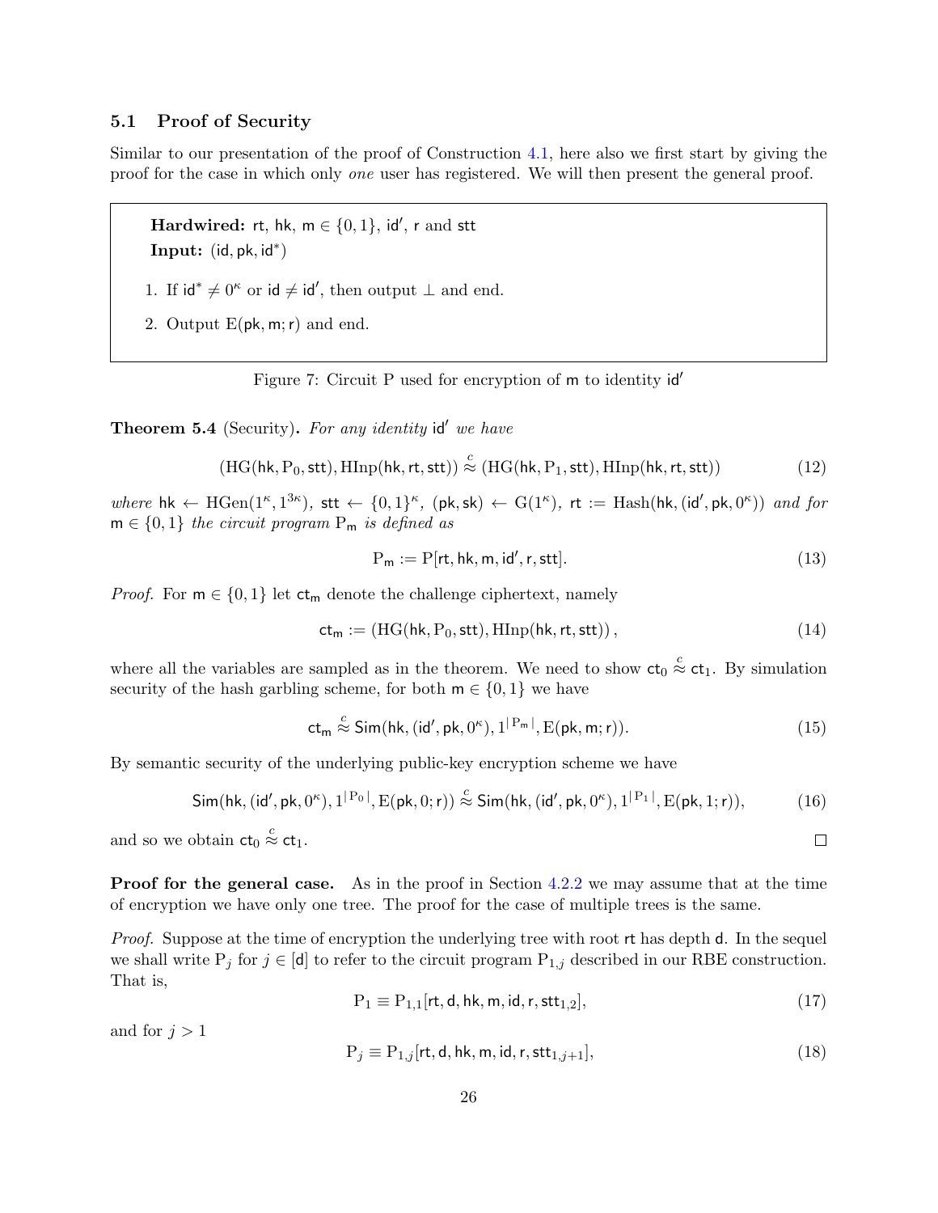### 5.1 Proof of Security

Similar to our presentation of the proof of Construction 4.1, here also we first start by giving the proof for the case in which only *one* user has registered. We will then present the general proof.

> **Hardwired:** $\mathsf{rt}$, $\mathsf{hk}$, $\mathsf{m} \in \{0,1\}$, $\mathsf{id}'$, $\mathsf{r}$ and $\mathsf{stt}$
>
> **Input:** $(\mathsf{id}, \mathsf{pk}, \mathsf{id}^*)$
>
> 1. If $\mathsf{id}^* \neq 0^\kappa$ or $\mathsf{id} \neq \mathsf{id}'$, then output $\perp$ and end.
> 2. Output $\mathrm{E}(\mathsf{pk}, \mathsf{m}; \mathsf{r})$ and end.

Figure 7: Circuit P used for encryption of $\mathsf{m}$ to identity $\mathsf{id}'$

**Theorem 5.4** (Security)**.** *For any identity* $\mathsf{id}'$ *we have*

$$(\mathrm{HG}(\mathsf{hk}, \mathrm{P}_0, \mathsf{stt}), \mathrm{HInp}(\mathsf{hk}, \mathsf{rt}, \mathsf{stt})) \stackrel{c}{\approx} (\mathrm{HG}(\mathsf{hk}, \mathrm{P}_1, \mathsf{stt}), \mathrm{HInp}(\mathsf{hk}, \mathsf{rt}, \mathsf{stt})) \tag{12}$$

*where* $\mathsf{hk} \leftarrow \mathrm{HGen}(1^\kappa, 1^{3\kappa})$*,* $\mathsf{stt} \leftarrow \{0,1\}^\kappa$*,* $(\mathsf{pk}, \mathsf{sk}) \leftarrow \mathrm{G}(1^\kappa)$*,* $\mathsf{rt} := \mathrm{Hash}(\mathsf{hk}, (\mathsf{id}', \mathsf{pk}, 0^\kappa))$ *and for* $\mathsf{m} \in \{0,1\}$ *the circuit program* $\mathrm{P}_\mathsf{m}$ *is defined as*

$$\mathrm{P}_\mathsf{m} := \mathrm{P}[\mathsf{rt}, \mathsf{hk}, \mathsf{m}, \mathsf{id}', \mathsf{r}, \mathsf{stt}]. \tag{13}$$

*Proof.* For $\mathsf{m} \in \{0,1\}$ let $\mathsf{ct}_\mathsf{m}$ denote the challenge ciphertext, namely

$$\mathsf{ct}_\mathsf{m} := (\mathrm{HG}(\mathsf{hk}, \mathrm{P}_0, \mathsf{stt}), \mathrm{HInp}(\mathsf{hk}, \mathsf{rt}, \mathsf{stt}))\,, \tag{14}$$

where all the variables are sampled as in the theorem. We need to show $\mathsf{ct}_0 \stackrel{c}{\approx} \mathsf{ct}_1$. By simulation security of the hash garbling scheme, for both $\mathsf{m} \in \{0,1\}$ we have

$$\mathsf{ct}_\mathsf{m} \stackrel{c}{\approx} \mathsf{Sim}(\mathsf{hk}, (\mathsf{id}', \mathsf{pk}, 0^\kappa), 1^{|\mathrm{P}_\mathsf{m}|}, \mathrm{E}(\mathsf{pk}, \mathsf{m}; \mathsf{r})). \tag{15}$$

By semantic security of the underlying public-key encryption scheme we have

$$\mathsf{Sim}(\mathsf{hk}, (\mathsf{id}', \mathsf{pk}, 0^\kappa), 1^{|\mathrm{P}_0|}, \mathrm{E}(\mathsf{pk}, 0; \mathsf{r})) \stackrel{c}{\approx} \mathsf{Sim}(\mathsf{hk}, (\mathsf{id}', \mathsf{pk}, 0^\kappa), 1^{|\mathrm{P}_1|}, \mathrm{E}(\mathsf{pk}, 1; \mathsf{r})), \tag{16}$$

and so we obtain $\mathsf{ct}_0 \stackrel{c}{\approx} \mathsf{ct}_1$. □

**Proof for the general case.** As in the proof in Section 4.2.2 we may assume that at the time of encryption we have only one tree. The proof for the case of multiple trees is the same.

*Proof.* Suppose at the time of encryption the underlying tree with root $\mathsf{rt}$ has depth $\mathsf{d}$. In the sequel we shall write $\mathrm{P}_j$ for $j \in [\mathsf{d}]$ to refer to the circuit program $\mathrm{P}_{1,j}$ described in our RBE construction. That is,

$$\mathrm{P}_1 \equiv \mathrm{P}_{1,1}[\mathsf{rt}, \mathsf{d}, \mathsf{hk}, \mathsf{m}, \mathsf{id}, \mathsf{r}, \mathsf{stt}_{1,2}], \tag{17}$$

and for $j > 1$

$$\mathrm{P}_j \equiv \mathrm{P}_{1,j}[\mathsf{rt}, \mathsf{d}, \mathsf{hk}, \mathsf{m}, \mathsf{id}, \mathsf{r}, \mathsf{stt}_{1,j+1}], \tag{18}$$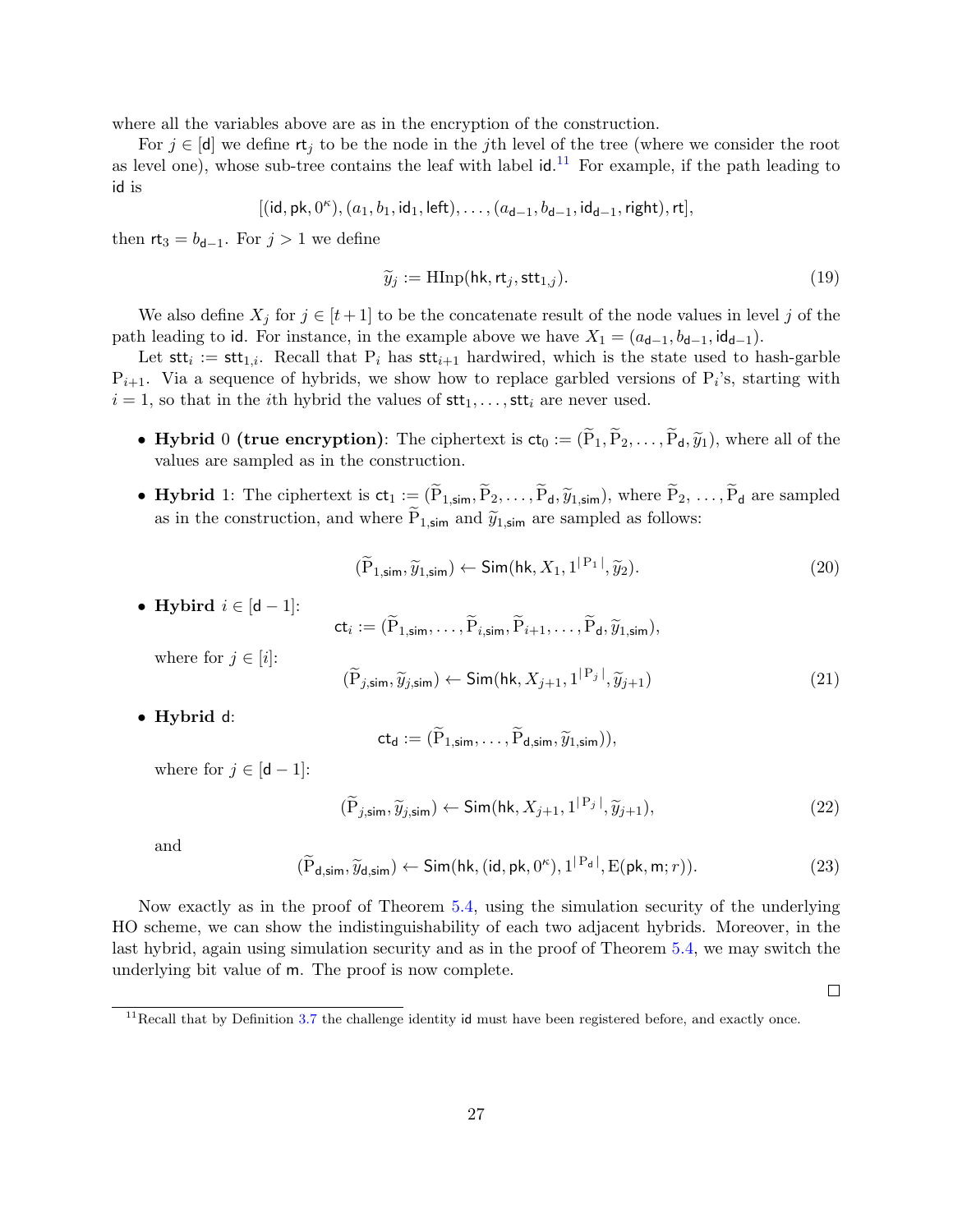where all the variables above are as in the encryption of the construction.

For $j \in [\mathsf{d}]$ we define $\mathsf{rt}_j$ to be the node in the $j$th level of the tree (where we consider the root as level one), whose sub-tree contains the leaf with label $\mathsf{id}$.[11] For example, if the path leading to $\mathsf{id}$ is

$$[(\mathsf{id}, \mathsf{pk}, 0^\kappa), (a_1, b_1, \mathsf{id}_1, \mathsf{left}), \ldots, (a_{\mathsf{d}-1}, b_{\mathsf{d}-1}, \mathsf{id}_{\mathsf{d}-1}, \mathsf{right}), \mathsf{rt}],$$

then $\mathsf{rt}_3 = b_{\mathsf{d}-1}$. For $j > 1$ we define

$$\widetilde{y}_j := \mathrm{HInp}(\mathsf{hk}, \mathsf{rt}_j, \mathsf{stt}_{1,j}). \tag{19}$$

We also define $X_j$ for $j \in [t+1]$ to be the concatenate result of the node values in level $j$ of the path leading to $\mathsf{id}$. For instance, in the example above we have $X_1 = (a_{\mathsf{d}-1}, b_{\mathsf{d}-1}, \mathsf{id}_{\mathsf{d}-1})$.

Let $\mathsf{stt}_i := \mathsf{stt}_{1,i}$. Recall that $\mathrm{P}_i$ has $\mathsf{stt}_{i+1}$ hardwired, which is the state used to hash-garble $\mathrm{P}_{i+1}$. Via a sequence of hybrids, we show how to replace garbled versions of $\mathrm{P}_i$'s, starting with $i = 1$, so that in the $i$th hybrid the values of $\mathsf{stt}_1, \ldots, \mathsf{stt}_i$ are never used.

- **Hybrid** 0 **(true encryption)**: The ciphertext is $\mathsf{ct}_0 := (\widetilde{\mathrm{P}}_1, \widetilde{\mathrm{P}}_2, \ldots, \widetilde{\mathrm{P}}_\mathsf{d}, \widetilde{y}_1)$, where all of the values are sampled as in the construction.

- **Hybrid** 1: The ciphertext is $\mathsf{ct}_1 := (\widetilde{\mathrm{P}}_{1,\mathsf{sim}}, \widetilde{\mathrm{P}}_2, \ldots, \widetilde{\mathrm{P}}_\mathsf{d}, \widetilde{y}_{1,\mathsf{sim}})$, where $\widetilde{\mathrm{P}}_2, \ldots, \widetilde{\mathrm{P}}_\mathsf{d}$ are sampled as in the construction, and where $\widetilde{\mathrm{P}}_{1,\mathsf{sim}}$ and $\widetilde{y}_{1,\mathsf{sim}}$ are sampled as follows:

$$(\widetilde{\mathrm{P}}_{1,\mathsf{sim}}, \widetilde{y}_{1,\mathsf{sim}}) \leftarrow \mathsf{Sim}(\mathsf{hk}, X_1, 1^{|\mathrm{P}_1|}, \widetilde{y}_2). \tag{20}$$

- **Hybird** $i \in [\mathsf{d}-1]$:

$$\mathsf{ct}_i := (\widetilde{\mathrm{P}}_{1,\mathsf{sim}}, \ldots, \widetilde{\mathrm{P}}_{i,\mathsf{sim}}, \widetilde{\mathrm{P}}_{i+1}, \ldots, \widetilde{\mathrm{P}}_\mathsf{d}, \widetilde{y}_{1,\mathsf{sim}}),$$

  where for $j \in [i]$:

$$(\widetilde{\mathrm{P}}_{j,\mathsf{sim}}, \widetilde{y}_{j,\mathsf{sim}}) \leftarrow \mathsf{Sim}(\mathsf{hk}, X_{j+1}, 1^{|\mathrm{P}_j|}, \widetilde{y}_{j+1}) \tag{21}$$

- **Hybrid** $\mathsf{d}$:

$$\mathsf{ct}_\mathsf{d} := (\widetilde{\mathrm{P}}_{1,\mathsf{sim}}, \ldots, \widetilde{\mathrm{P}}_{\mathsf{d},\mathsf{sim}}, \widetilde{y}_{1,\mathsf{sim}})),$$

  where for $j \in [\mathsf{d}-1]$:

$$(\widetilde{\mathrm{P}}_{j,\mathsf{sim}}, \widetilde{y}_{j,\mathsf{sim}}) \leftarrow \mathsf{Sim}(\mathsf{hk}, X_{j+1}, 1^{|\mathrm{P}_j|}, \widetilde{y}_{j+1}), \tag{22}$$

  and

$$(\widetilde{\mathrm{P}}_{\mathsf{d},\mathsf{sim}}, \widetilde{y}_{\mathsf{d},\mathsf{sim}}) \leftarrow \mathsf{Sim}(\mathsf{hk}, (\mathsf{id}, \mathsf{pk}, 0^\kappa), 1^{|\mathrm{P}_\mathsf{d}|}, \mathrm{E}(\mathsf{pk}, \mathsf{m}; r)). \tag{23}$$

Now exactly as in the proof of Theorem 5.4, using the simulation security of the underlying HO scheme, we can show the indistinguishability of each two adjacent hybrids. Moreover, in the last hybrid, again using simulation security and as in the proof of Theorem 5.4, we may switch the underlying bit value of $\mathsf{m}$. The proof is now complete.

□

[11] Recall that by Definition 3.7 the challenge identity $\mathsf{id}$ must have been registered before, and exactly once.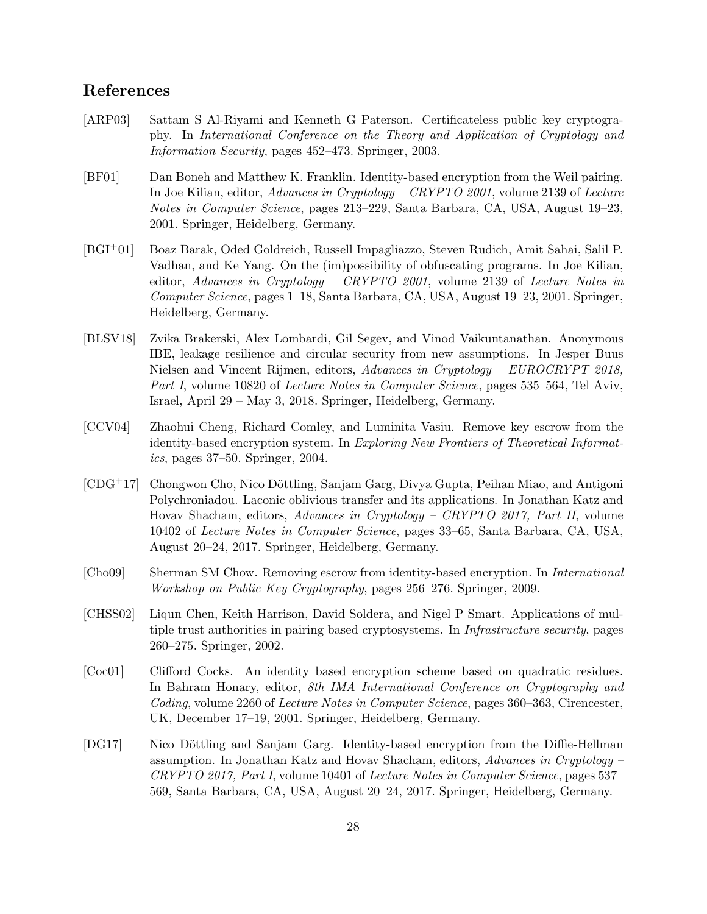## References

[ARP03] Sattam S Al-Riyami and Kenneth G Paterson. Certificateless public key cryptography. In *International Conference on the Theory and Application of Cryptology and Information Security*, pages 452–473. Springer, 2003.

[BF01] Dan Boneh and Matthew K. Franklin. Identity-based encryption from the Weil pairing. In Joe Kilian, editor, *Advances in Cryptology – CRYPTO 2001*, volume 2139 of *Lecture Notes in Computer Science*, pages 213–229, Santa Barbara, CA, USA, August 19–23, 2001. Springer, Heidelberg, Germany.

[BGI+01] Boaz Barak, Oded Goldreich, Russell Impagliazzo, Steven Rudich, Amit Sahai, Salil P. Vadhan, and Ke Yang. On the (im)possibility of obfuscating programs. In Joe Kilian, editor, *Advances in Cryptology – CRYPTO 2001*, volume 2139 of *Lecture Notes in Computer Science*, pages 1–18, Santa Barbara, CA, USA, August 19–23, 2001. Springer, Heidelberg, Germany.

[BLSV18] Zvika Brakerski, Alex Lombardi, Gil Segev, and Vinod Vaikuntanathan. Anonymous IBE, leakage resilience and circular security from new assumptions. In Jesper Buus Nielsen and Vincent Rijmen, editors, *Advances in Cryptology – EUROCRYPT 2018, Part I*, volume 10820 of *Lecture Notes in Computer Science*, pages 535–564, Tel Aviv, Israel, April 29 – May 3, 2018. Springer, Heidelberg, Germany.

[CCV04] Zhaohui Cheng, Richard Comley, and Luminita Vasiu. Remove key escrow from the identity-based encryption system. In *Exploring New Frontiers of Theoretical Informatics*, pages 37–50. Springer, 2004.

[CDG+17] Chongwon Cho, Nico Döttling, Sanjam Garg, Divya Gupta, Peihan Miao, and Antigoni Polychroniadou. Laconic oblivious transfer and its applications. In Jonathan Katz and Hovav Shacham, editors, *Advances in Cryptology – CRYPTO 2017, Part II*, volume 10402 of *Lecture Notes in Computer Science*, pages 33–65, Santa Barbara, CA, USA, August 20–24, 2017. Springer, Heidelberg, Germany.

[Cho09] Sherman SM Chow. Removing escrow from identity-based encryption. In *International Workshop on Public Key Cryptography*, pages 256–276. Springer, 2009.

[CHSS02] Liqun Chen, Keith Harrison, David Soldera, and Nigel P Smart. Applications of multiple trust authorities in pairing based cryptosystems. In *Infrastructure security*, pages 260–275. Springer, 2002.

[Coc01] Clifford Cocks. An identity based encryption scheme based on quadratic residues. In Bahram Honary, editor, *8th IMA International Conference on Cryptography and Coding*, volume 2260 of *Lecture Notes in Computer Science*, pages 360–363, Cirencester, UK, December 17–19, 2001. Springer, Heidelberg, Germany.

[DG17] Nico Döttling and Sanjam Garg. Identity-based encryption from the Diffie-Hellman assumption. In Jonathan Katz and Hovav Shacham, editors, *Advances in Cryptology – CRYPTO 2017, Part I*, volume 10401 of *Lecture Notes in Computer Science*, pages 537–569, Santa Barbara, CA, USA, August 20–24, 2017. Springer, Heidelberg, Germany.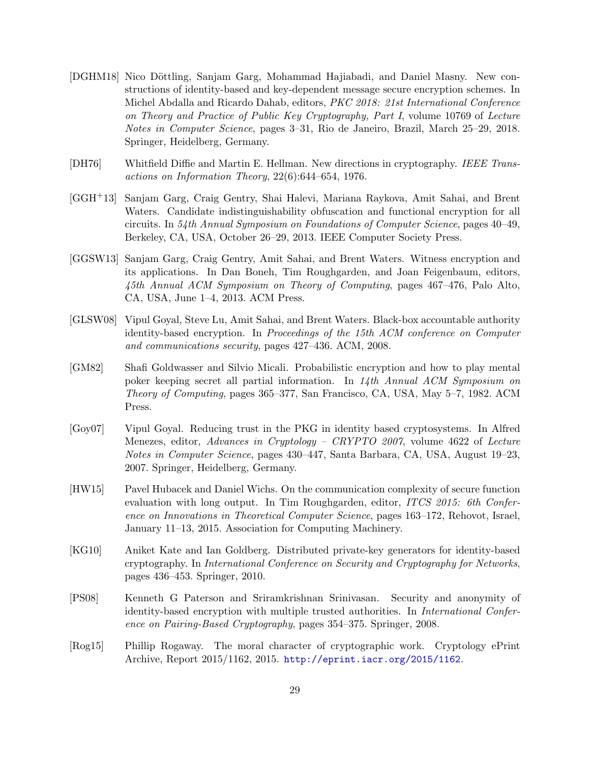[DGHM18] Nico Döttling, Sanjam Garg, Mohammad Hajiabadi, and Daniel Masny. New constructions of identity-based and key-dependent message secure encryption schemes. In Michel Abdalla and Ricardo Dahab, editors, *PKC 2018: 21st International Conference on Theory and Practice of Public Key Cryptography, Part I*, volume 10769 of *Lecture Notes in Computer Science*, pages 3–31, Rio de Janeiro, Brazil, March 25–29, 2018. Springer, Heidelberg, Germany.

[DH76] Whitfield Diffie and Martin E. Hellman. New directions in cryptography. *IEEE Transactions on Information Theory*, 22(6):644–654, 1976.

[GGH+13] Sanjam Garg, Craig Gentry, Shai Halevi, Mariana Raykova, Amit Sahai, and Brent Waters. Candidate indistinguishability obfuscation and functional encryption for all circuits. In *54th Annual Symposium on Foundations of Computer Science*, pages 40–49, Berkeley, CA, USA, October 26–29, 2013. IEEE Computer Society Press.

[GGSW13] Sanjam Garg, Craig Gentry, Amit Sahai, and Brent Waters. Witness encryption and its applications. In Dan Boneh, Tim Roughgarden, and Joan Feigenbaum, editors, *45th Annual ACM Symposium on Theory of Computing*, pages 467–476, Palo Alto, CA, USA, June 1–4, 2013. ACM Press.

[GLSW08] Vipul Goyal, Steve Lu, Amit Sahai, and Brent Waters. Black-box accountable authority identity-based encryption. In *Proceedings of the 15th ACM conference on Computer and communications security*, pages 427–436. ACM, 2008.

[GM82] Shafi Goldwasser and Silvio Micali. Probabilistic encryption and how to play mental poker keeping secret all partial information. In *14th Annual ACM Symposium on Theory of Computing*, pages 365–377, San Francisco, CA, USA, May 5–7, 1982. ACM Press.

[Goy07] Vipul Goyal. Reducing trust in the PKG in identity based cryptosystems. In Alfred Menezes, editor, *Advances in Cryptology – CRYPTO 2007*, volume 4622 of *Lecture Notes in Computer Science*, pages 430–447, Santa Barbara, CA, USA, August 19–23, 2007. Springer, Heidelberg, Germany.

[HW15] Pavel Hubacek and Daniel Wichs. On the communication complexity of secure function evaluation with long output. In Tim Roughgarden, editor, *ITCS 2015: 6th Conference on Innovations in Theoretical Computer Science*, pages 163–172, Rehovot, Israel, January 11–13, 2015. Association for Computing Machinery.

[KG10] Aniket Kate and Ian Goldberg. Distributed private-key generators for identity-based cryptography. In *International Conference on Security and Cryptography for Networks*, pages 436–453. Springer, 2010.

[PS08] Kenneth G Paterson and Sriramkrishnan Srinivasan. Security and anonymity of identity-based encryption with multiple trusted authorities. In *International Conference on Pairing-Based Cryptography*, pages 354–375. Springer, 2008.

[Rog15] Phillip Rogaway. The moral character of cryptographic work. Cryptology ePrint Archive, Report 2015/1162, 2015. http://eprint.iacr.org/2015/1162.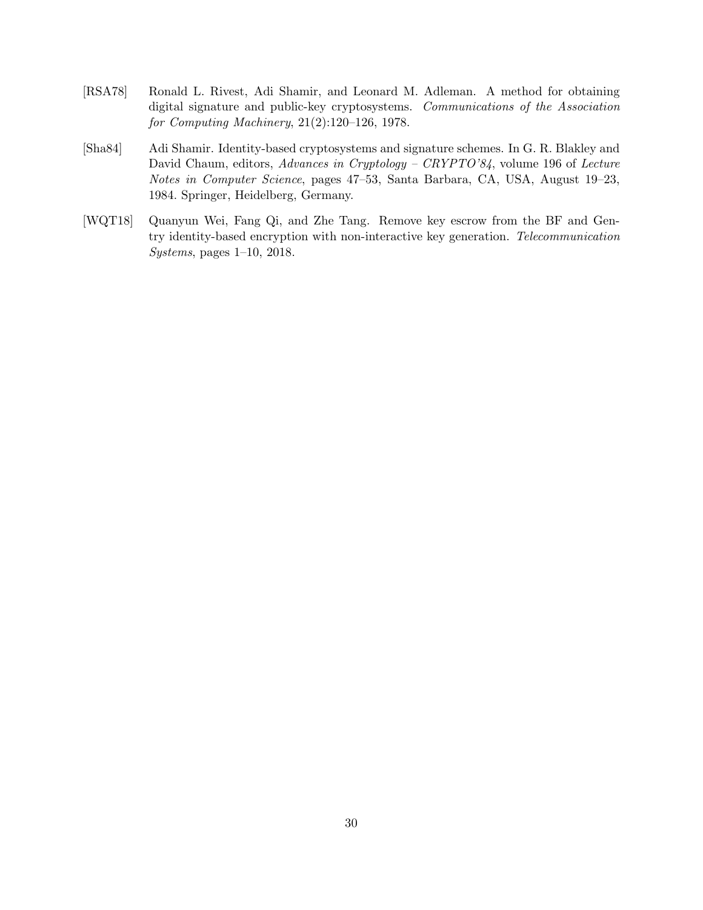[RSA78] Ronald L. Rivest, Adi Shamir, and Leonard M. Adleman. A method for obtaining digital signature and public-key cryptosystems. *Communications of the Association for Computing Machinery*, 21(2):120–126, 1978.

[Sha84] Adi Shamir. Identity-based cryptosystems and signature schemes. In G. R. Blakley and David Chaum, editors, *Advances in Cryptology – CRYPTO'84*, volume 196 of *Lecture Notes in Computer Science*, pages 47–53, Santa Barbara, CA, USA, August 19–23, 1984. Springer, Heidelberg, Germany.

[WQT18] Quanyun Wei, Fang Qi, and Zhe Tang. Remove key escrow from the BF and Gentry identity-based encryption with non-interactive key generation. *Telecommunication Systems*, pages 1–10, 2018.